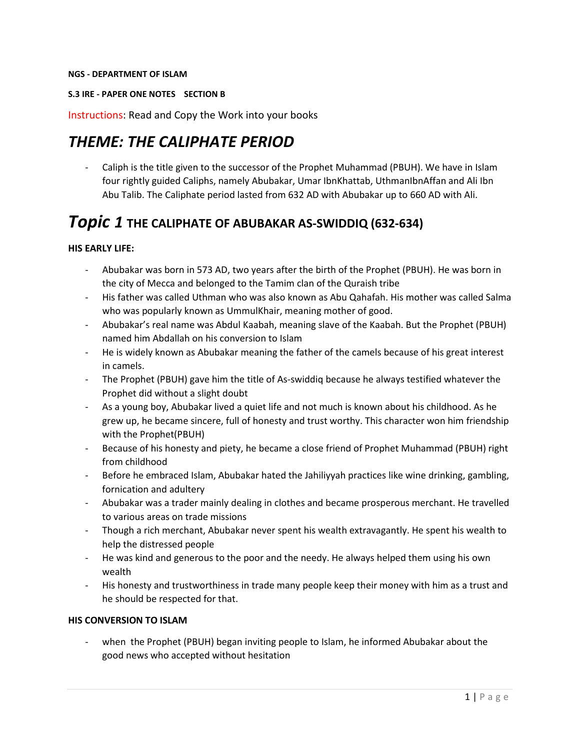**NGS - DEPARTMENT OF ISLAM**

**S.3 IRE - PAPER ONE NOTES    SECTION B**

Instructions: Read and Copy the Work into your books

# *THEME: THE CALIPHATE PERIOD*

- Caliph is the title given to the successor of the Prophet Muhammad (PBUH). We have in Islam four rightly guided Caliphs, namely Abubakar, Umar IbnKhattab, UthmanIbnAffan and Ali Ibn Abu Talib. The Caliphate period lasted from 632 AD with Abubakar up to 660 AD with Ali.

# *Topic 1* THE CALIPHATE OF ABUBAKAR AS-SWIDDIQ (632-634)

**HIS EARLY LIFE:**

- Abubakar was born in 573 AD, two years after the birth of the Prophet (PBUH). He was born in the city of Mecca and belonged to the Tamim clan of the Quraish tribe
- His father was called Uthman who was also known as Abu Qahafah. His mother was called Salma who was popularly known as UmmulKhair, meaning mother of good.
- Abubakar's real name was Abdul Kaabah, meaning slave of the Kaabah. But the Prophet (PBUH) named him Abdallah on his conversion to Islam
- He is widely known as Abubakar meaning the father of the camels because of his great interest in camels.
- The Prophet (PBUH) gave him the title of As-swiddiq because he always testified whatever the Prophet did without a slight doubt
- As a young boy, Abubakar lived a quiet life and not much is known about his childhood. As he grew up, he became sincere, full of honesty and trust worthy. This character won him friendship with the Prophet(PBUH)
- Because of his honesty and piety, he became a close friend of Prophet Muhammad (PBUH) right from childhood
- Before he embraced Islam, Abubakar hated the Jahiliyyah practices like wine drinking, gambling, fornication and adultery
- Abubakar was a trader mainly dealing in clothes and became prosperous merchant. He travelled to various areas on trade missions
- Though a rich merchant, Abubakar never spent his wealth extravagantly. He spent his wealth to help the distressed people
- He was kind and generous to the poor and the needy. He always helped them using his own wealth
- His honesty and trustworthiness in trade many people keep their money with him as a trust and he should be respected for that.

**HIS CONVERSION TO ISLAM**

- when the Prophet (PBUH) began inviting people to Islam, he informed Abubakar about the good news who accepted without hesitation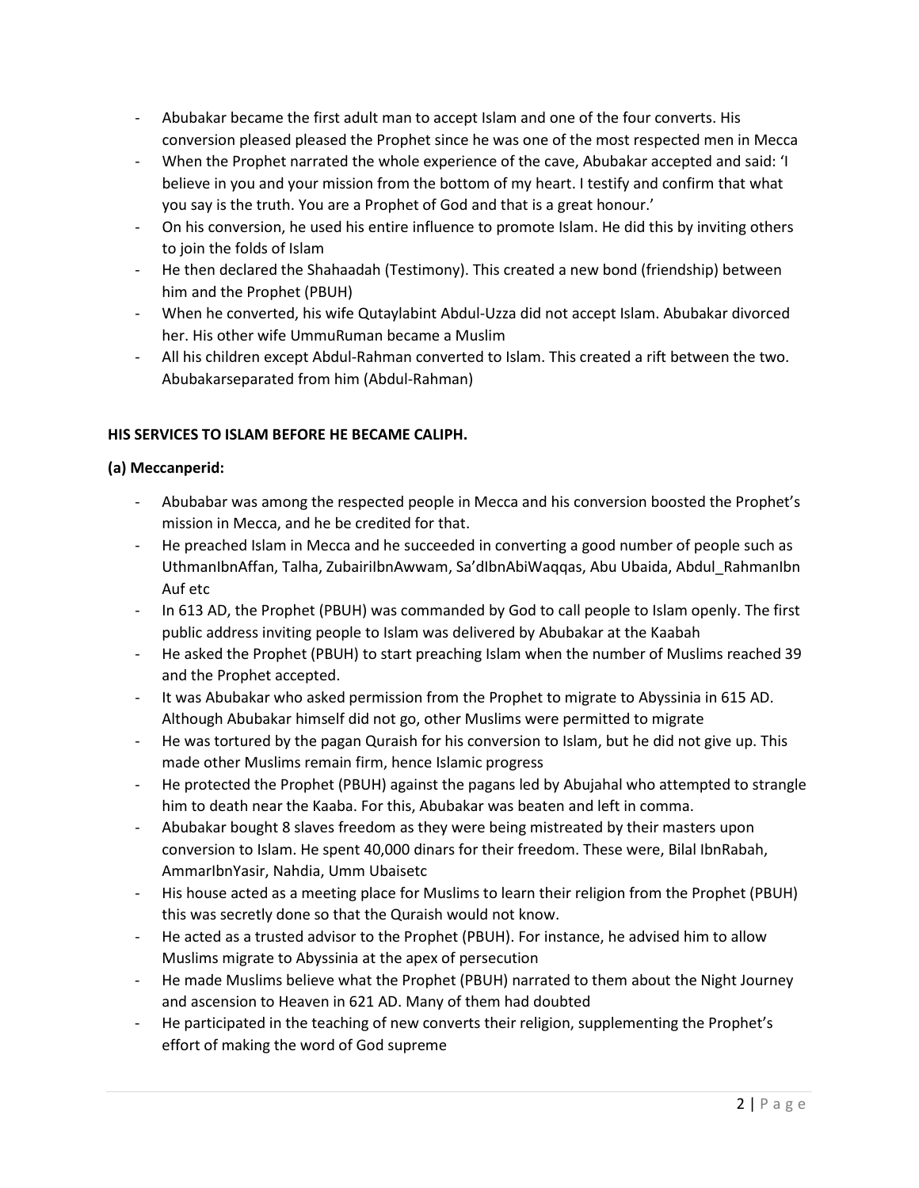- Abubakar became the first adult man to accept Islam and one of the four converts. His conversion pleased pleased the Prophet since he was one of the most respected men in Mecca
- When the Prophet narrated the whole experience of the cave, Abubakar accepted and said: 'I believe in you and your mission from the bottom of my heart. I testify and confirm that what you say is the truth. You are a Prophet of God and that is a great honour.'
- On his conversion, he used his entire influence to promote Islam. He did this by inviting others to join the folds of Islam
- He then declared the Shahaadah (Testimony). This created a new bond (friendship) between him and the Prophet (PBUH)
- When he converted, his wife Qutaylabint Abdul-Uzza did not accept Islam. Abubakar divorced her. His other wife UmmuRuman became a Muslim
- All his children except Abdul-Rahman converted to Islam. This created a rift between the two. Abubakarseparated from him (Abdul-Rahman)

**HIS SERVICES TO ISLAM BEFORE HE BECAME CALIPH.**

**(a) Meccanperid:**

- Abubabar was among the respected people in Mecca and his conversion boosted the Prophet's mission in Mecca, and he be credited for that.
- He preached Islam in Mecca and he succeeded in converting a good number of people such as UthmanIbnAffan, Talha, ZubairiIbnAwwam, Sa'dIbnAbiWaqqas, Abu Ubaida, Abdul_RahmanIbn Auf etc
- In 613 AD, the Prophet (PBUH) was commanded by God to call people to Islam openly. The first public address inviting people to Islam was delivered by Abubakar at the Kaabah
- He asked the Prophet (PBUH) to start preaching Islam when the number of Muslims reached 39 and the Prophet accepted.
- It was Abubakar who asked permission from the Prophet to migrate to Abyssinia in 615 AD. Although Abubakar himself did not go, other Muslims were permitted to migrate
- He was tortured by the pagan Quraish for his conversion to Islam, but he did not give up. This made other Muslims remain firm, hence Islamic progress
- He protected the Prophet (PBUH) against the pagans led by Abujahal who attempted to strangle him to death near the Kaaba. For this, Abubakar was beaten and left in comma.
- Abubakar bought 8 slaves freedom as they were being mistreated by their masters upon conversion to Islam. He spent 40,000 dinars for their freedom. These were, Bilal IbnRabah, AmmarIbnYasir, Nahdia, Umm Ubaisetc
- His house acted as a meeting place for Muslims to learn their religion from the Prophet (PBUH) this was secretly done so that the Quraish would not know.
- He acted as a trusted advisor to the Prophet (PBUH). For instance, he advised him to allow Muslims migrate to Abyssinia at the apex of persecution
- He made Muslims believe what the Prophet (PBUH) narrated to them about the Night Journey and ascension to Heaven in 621 AD. Many of them had doubted
- He participated in the teaching of new converts their religion, supplementing the Prophet's effort of making the word of God supreme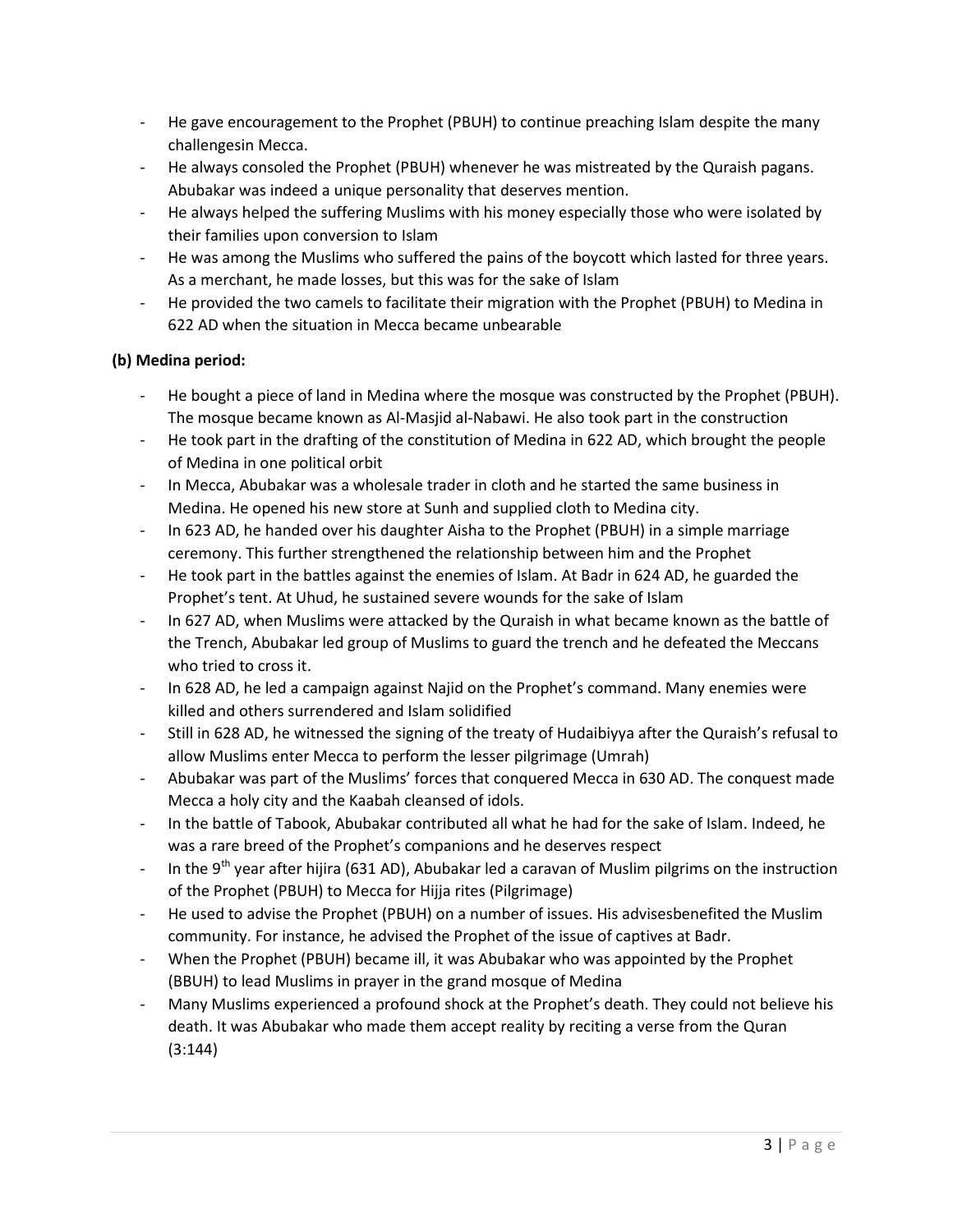- He gave encouragement to the Prophet (PBUH) to continue preaching Islam despite the many challengesin Mecca.
- He always consoled the Prophet (PBUH) whenever he was mistreated by the Quraish pagans. Abubakar was indeed a unique personality that deserves mention.
- He always helped the suffering Muslims with his money especially those who were isolated by their families upon conversion to Islam
- He was among the Muslims who suffered the pains of the boycott which lasted for three years. As a merchant, he made losses, but this was for the sake of Islam
- He provided the two camels to facilitate their migration with the Prophet (PBUH) to Medina in 622 AD when the situation in Mecca became unbearable

**(b) Medina period:**

- He bought a piece of land in Medina where the mosque was constructed by the Prophet (PBUH). The mosque became known as Al-Masjid al-Nabawi. He also took part in the construction
- He took part in the drafting of the constitution of Medina in 622 AD, which brought the people of Medina in one political orbit
- In Mecca, Abubakar was a wholesale trader in cloth and he started the same business in Medina. He opened his new store at Sunh and supplied cloth to Medina city.
- In 623 AD, he handed over his daughter Aisha to the Prophet (PBUH) in a simple marriage ceremony. This further strengthened the relationship between him and the Prophet
- He took part in the battles against the enemies of Islam. At Badr in 624 AD, he guarded the Prophet's tent. At Uhud, he sustained severe wounds for the sake of Islam
- In 627 AD, when Muslims were attacked by the Quraish in what became known as the battle of the Trench, Abubakar led group of Muslims to guard the trench and he defeated the Meccans who tried to cross it.
- In 628 AD, he led a campaign against Najid on the Prophet's command. Many enemies were killed and others surrendered and Islam solidified
- Still in 628 AD, he witnessed the signing of the treaty of Hudaibiyya after the Quraish's refusal to allow Muslims enter Mecca to perform the lesser pilgrimage (Umrah)
- Abubakar was part of the Muslims' forces that conquered Mecca in 630 AD. The conquest made Mecca a holy city and the Kaabah cleansed of idols.
- In the battle of Tabook, Abubakar contributed all what he had for the sake of Islam. Indeed, he was a rare breed of the Prophet's companions and he deserves respect
- In the 9th year after hijira (631 AD), Abubakar led a caravan of Muslim pilgrims on the instruction of the Prophet (PBUH) to Mecca for Hijja rites (Pilgrimage)
- He used to advise the Prophet (PBUH) on a number of issues. His advisesbenefited the Muslim community. For instance, he advised the Prophet of the issue of captives at Badr.
- When the Prophet (PBUH) became ill, it was Abubakar who was appointed by the Prophet (BBUH) to lead Muslims in prayer in the grand mosque of Medina
- Many Muslims experienced a profound shock at the Prophet's death. They could not believe his death. It was Abubakar who made them accept reality by reciting a verse from the Quran (3:144)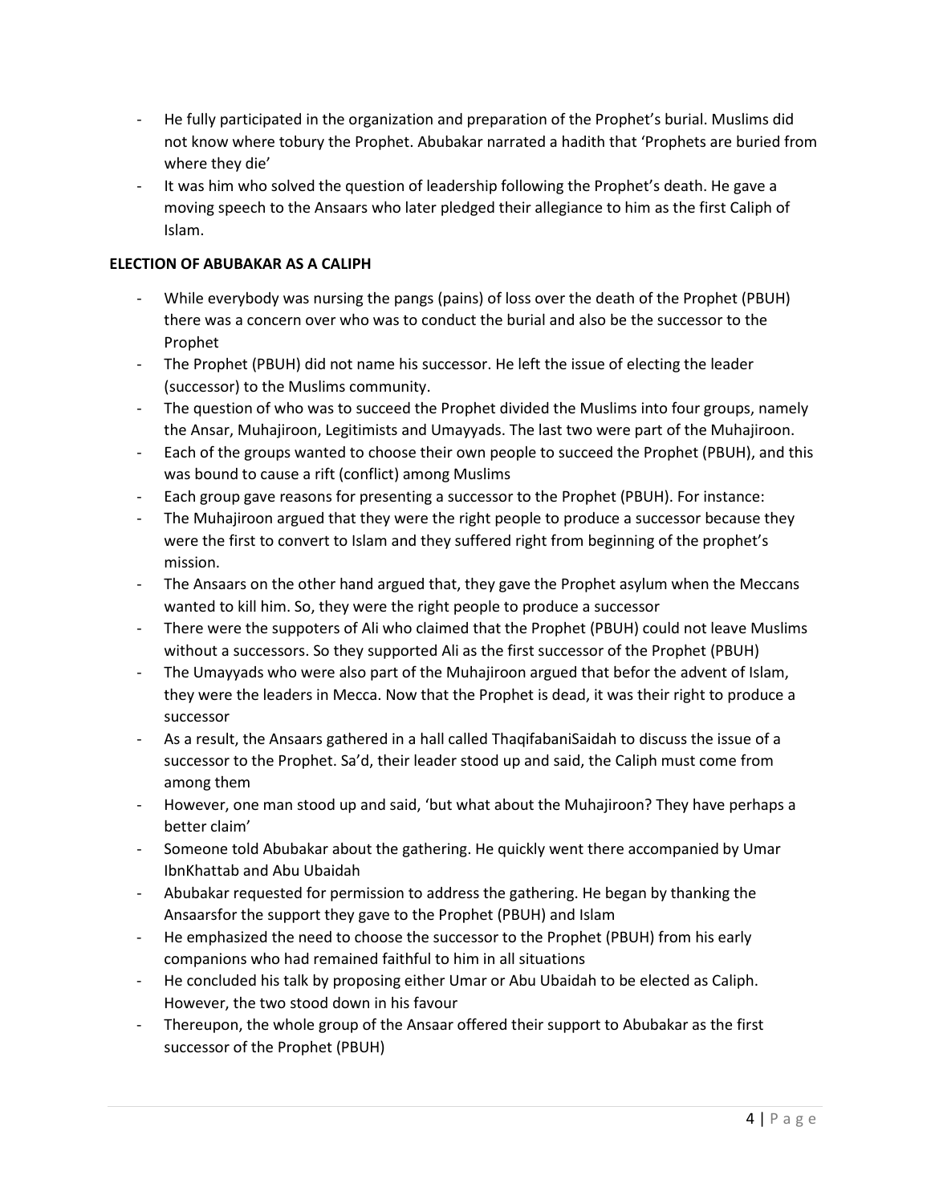- He fully participated in the organization and preparation of the Prophet's burial. Muslims did not know where tobury the Prophet. Abubakar narrated a hadith that 'Prophets are buried from where they die'
- It was him who solved the question of leadership following the Prophet's death. He gave a moving speech to the Ansaars who later pledged their allegiance to him as the first Caliph of Islam.

**ELECTION OF ABUBAKAR AS A CALIPH**

- While everybody was nursing the pangs (pains) of loss over the death of the Prophet (PBUH) there was a concern over who was to conduct the burial and also be the successor to the Prophet
- The Prophet (PBUH) did not name his successor. He left the issue of electing the leader (successor) to the Muslims community.
- The question of who was to succeed the Prophet divided the Muslims into four groups, namely the Ansar, Muhajiroon, Legitimists and Umayyads. The last two were part of the Muhajiroon.
- Each of the groups wanted to choose their own people to succeed the Prophet (PBUH), and this was bound to cause a rift (conflict) among Muslims
- Each group gave reasons for presenting a successor to the Prophet (PBUH). For instance:
- The Muhajiroon argued that they were the right people to produce a successor because they were the first to convert to Islam and they suffered right from beginning of the prophet's mission.
- The Ansaars on the other hand argued that, they gave the Prophet asylum when the Meccans wanted to kill him. So, they were the right people to produce a successor
- There were the suppoters of Ali who claimed that the Prophet (PBUH) could not leave Muslims without a successors. So they supported Ali as the first successor of the Prophet (PBUH)
- The Umayyads who were also part of the Muhajiroon argued that befor the advent of Islam, they were the leaders in Mecca. Now that the Prophet is dead, it was their right to produce a successor
- As a result, the Ansaars gathered in a hall called ThaqifabaniSaidah to discuss the issue of a successor to the Prophet. Sa'd, their leader stood up and said, the Caliph must come from among them
- However, one man stood up and said, 'but what about the Muhajiroon? They have perhaps a better claim'
- Someone told Abubakar about the gathering. He quickly went there accompanied by Umar IbnKhattab and Abu Ubaidah
- Abubakar requested for permission to address the gathering. He began by thanking the Ansaarsfor the support they gave to the Prophet (PBUH) and Islam
- He emphasized the need to choose the successor to the Prophet (PBUH) from his early companions who had remained faithful to him in all situations
- He concluded his talk by proposing either Umar or Abu Ubaidah to be elected as Caliph. However, the two stood down in his favour
- Thereupon, the whole group of the Ansaar offered their support to Abubakar as the first successor of the Prophet (PBUH)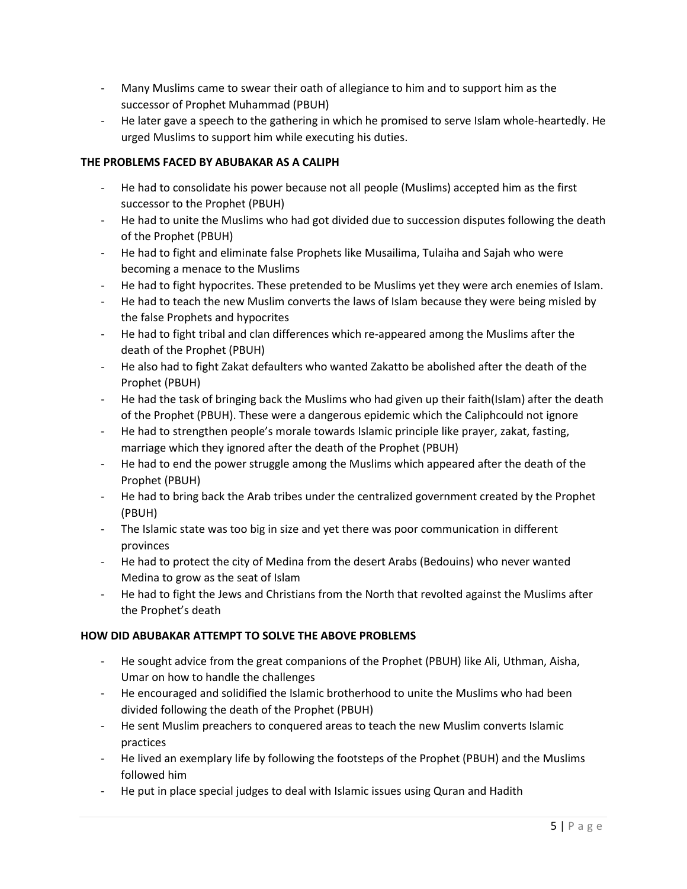- Many Muslims came to swear their oath of allegiance to him and to support him as the successor of Prophet Muhammad (PBUH)
- He later gave a speech to the gathering in which he promised to serve Islam whole-heartedly. He urged Muslims to support him while executing his duties.

**THE PROBLEMS FACED BY ABUBAKAR AS A CALIPH**

- He had to consolidate his power because not all people (Muslims) accepted him as the first successor to the Prophet (PBUH)
- He had to unite the Muslims who had got divided due to succession disputes following the death of the Prophet (PBUH)
- He had to fight and eliminate false Prophets like Musailima, Tulaiha and Sajah who were becoming a menace to the Muslims
- He had to fight hypocrites. These pretended to be Muslims yet they were arch enemies of Islam.
- He had to teach the new Muslim converts the laws of Islam because they were being misled by the false Prophets and hypocrites
- He had to fight tribal and clan differences which re-appeared among the Muslims after the death of the Prophet (PBUH)
- He also had to fight Zakat defaulters who wanted Zakatto be abolished after the death of the Prophet (PBUH)
- He had the task of bringing back the Muslims who had given up their faith(Islam) after the death of the Prophet (PBUH). These were a dangerous epidemic which the Caliphcould not ignore
- He had to strengthen people's morale towards Islamic principle like prayer, zakat, fasting, marriage which they ignored after the death of the Prophet (PBUH)
- He had to end the power struggle among the Muslims which appeared after the death of the Prophet (PBUH)
- He had to bring back the Arab tribes under the centralized government created by the Prophet (PBUH)
- The Islamic state was too big in size and yet there was poor communication in different provinces
- He had to protect the city of Medina from the desert Arabs (Bedouins) who never wanted Medina to grow as the seat of Islam
- He had to fight the Jews and Christians from the North that revolted against the Muslims after the Prophet's death

**HOW DID ABUBAKAR ATTEMPT TO SOLVE THE ABOVE PROBLEMS**

- He sought advice from the great companions of the Prophet (PBUH) like Ali, Uthman, Aisha, Umar on how to handle the challenges
- He encouraged and solidified the Islamic brotherhood to unite the Muslims who had been divided following the death of the Prophet (PBUH)
- He sent Muslim preachers to conquered areas to teach the new Muslim converts Islamic practices
- He lived an exemplary life by following the footsteps of the Prophet (PBUH) and the Muslims followed him
- He put in place special judges to deal with Islamic issues using Quran and Hadith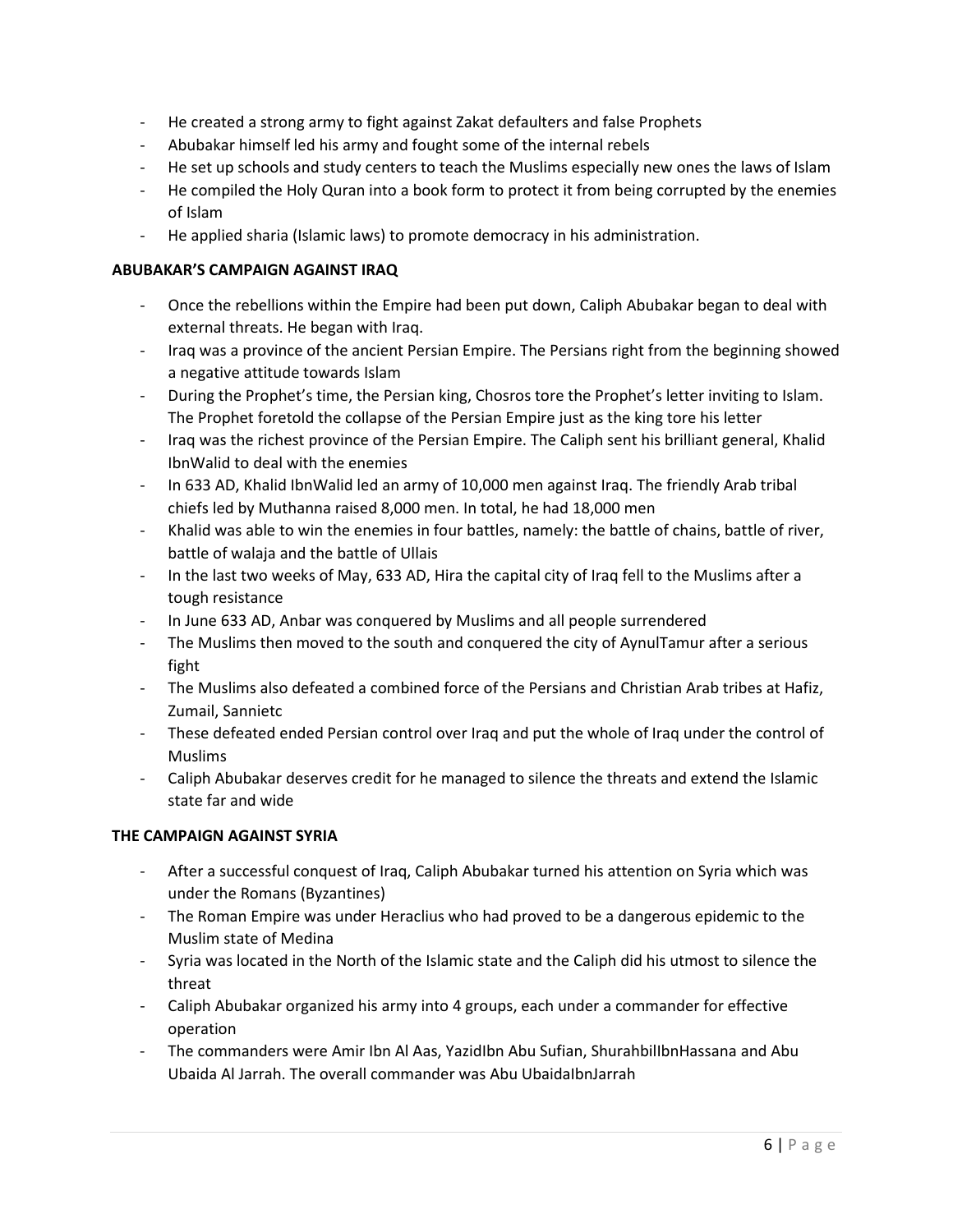- He created a strong army to fight against Zakat defaulters and false Prophets
- Abubakar himself led his army and fought some of the internal rebels
- He set up schools and study centers to teach the Muslims especially new ones the laws of Islam
- He compiled the Holy Quran into a book form to protect it from being corrupted by the enemies of Islam
- He applied sharia (Islamic laws) to promote democracy in his administration.

**ABUBAKAR'S CAMPAIGN AGAINST IRAQ**

- Once the rebellions within the Empire had been put down, Caliph Abubakar began to deal with external threats. He began with Iraq.
- Iraq was a province of the ancient Persian Empire. The Persians right from the beginning showed a negative attitude towards Islam
- During the Prophet's time, the Persian king, Chosros tore the Prophet's letter inviting to Islam. The Prophet foretold the collapse of the Persian Empire just as the king tore his letter
- Iraq was the richest province of the Persian Empire. The Caliph sent his brilliant general, Khalid IbnWalid to deal with the enemies
- In 633 AD, Khalid IbnWalid led an army of 10,000 men against Iraq. The friendly Arab tribal chiefs led by Muthanna raised 8,000 men. In total, he had 18,000 men
- Khalid was able to win the enemies in four battles, namely: the battle of chains, battle of river, battle of walaja and the battle of Ullais
- In the last two weeks of May, 633 AD, Hira the capital city of Iraq fell to the Muslims after a tough resistance
- In June 633 AD, Anbar was conquered by Muslims and all people surrendered
- The Muslims then moved to the south and conquered the city of AynulTamur after a serious fight
- The Muslims also defeated a combined force of the Persians and Christian Arab tribes at Hafiz, Zumail, Sannietc
- These defeated ended Persian control over Iraq and put the whole of Iraq under the control of Muslims
- Caliph Abubakar deserves credit for he managed to silence the threats and extend the Islamic state far and wide

**THE CAMPAIGN AGAINST SYRIA**

- After a successful conquest of Iraq, Caliph Abubakar turned his attention on Syria which was under the Romans (Byzantines)
- The Roman Empire was under Heraclius who had proved to be a dangerous epidemic to the Muslim state of Medina
- Syria was located in the North of the Islamic state and the Caliph did his utmost to silence the threat
- Caliph Abubakar organized his army into 4 groups, each under a commander for effective operation
- The commanders were Amir Ibn Al Aas, YazidIbn Abu Sufian, ShurahbilIbnHassana and Abu Ubaida Al Jarrah. The overall commander was Abu UbaidaIbnJarrah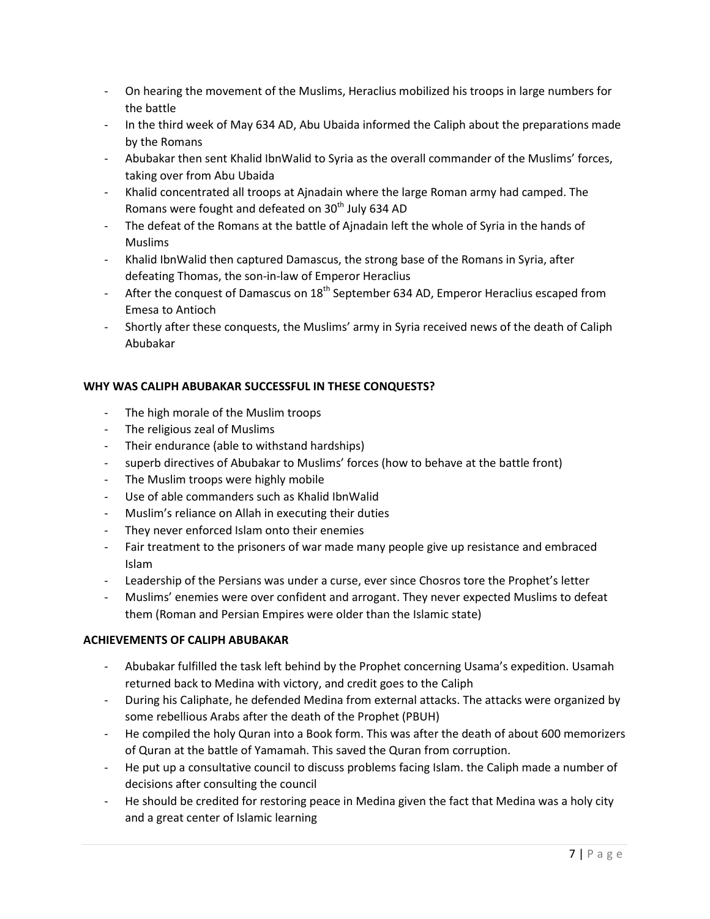- On hearing the movement of the Muslims, Heraclius mobilized his troops in large numbers for the battle
- In the third week of May 634 AD, Abu Ubaida informed the Caliph about the preparations made by the Romans
- Abubakar then sent Khalid IbnWalid to Syria as the overall commander of the Muslims' forces, taking over from Abu Ubaida
- Khalid concentrated all troops at Ajnadain where the large Roman army had camped. The Romans were fought and defeated on 30th July 634 AD
- The defeat of the Romans at the battle of Ajnadain left the whole of Syria in the hands of Muslims
- Khalid IbnWalid then captured Damascus, the strong base of the Romans in Syria, after defeating Thomas, the son-in-law of Emperor Heraclius
- After the conquest of Damascus on 18th September 634 AD, Emperor Heraclius escaped from Emesa to Antioch
- Shortly after these conquests, the Muslims' army in Syria received news of the death of Caliph Abubakar

**WHY WAS CALIPH ABUBAKAR SUCCESSFUL IN THESE CONQUESTS?**

- The high morale of the Muslim troops
- The religious zeal of Muslims
- Their endurance (able to withstand hardships)
- superb directives of Abubakar to Muslims' forces (how to behave at the battle front)
- The Muslim troops were highly mobile
- Use of able commanders such as Khalid IbnWalid
- Muslim's reliance on Allah in executing their duties
- They never enforced Islam onto their enemies
- Fair treatment to the prisoners of war made many people give up resistance and embraced Islam
- Leadership of the Persians was under a curse, ever since Chosros tore the Prophet's letter
- Muslims' enemies were over confident and arrogant. They never expected Muslims to defeat them (Roman and Persian Empires were older than the Islamic state)

**ACHIEVEMENTS OF CALIPH ABUBAKAR**

- Abubakar fulfilled the task left behind by the Prophet concerning Usama's expedition. Usamah returned back to Medina with victory, and credit goes to the Caliph
- During his Caliphate, he defended Medina from external attacks. The attacks were organized by some rebellious Arabs after the death of the Prophet (PBUH)
- He compiled the holy Quran into a Book form. This was after the death of about 600 memorizers of Quran at the battle of Yamamah. This saved the Quran from corruption.
- He put up a consultative council to discuss problems facing Islam. the Caliph made a number of decisions after consulting the council
- He should be credited for restoring peace in Medina given the fact that Medina was a holy city and a great center of Islamic learning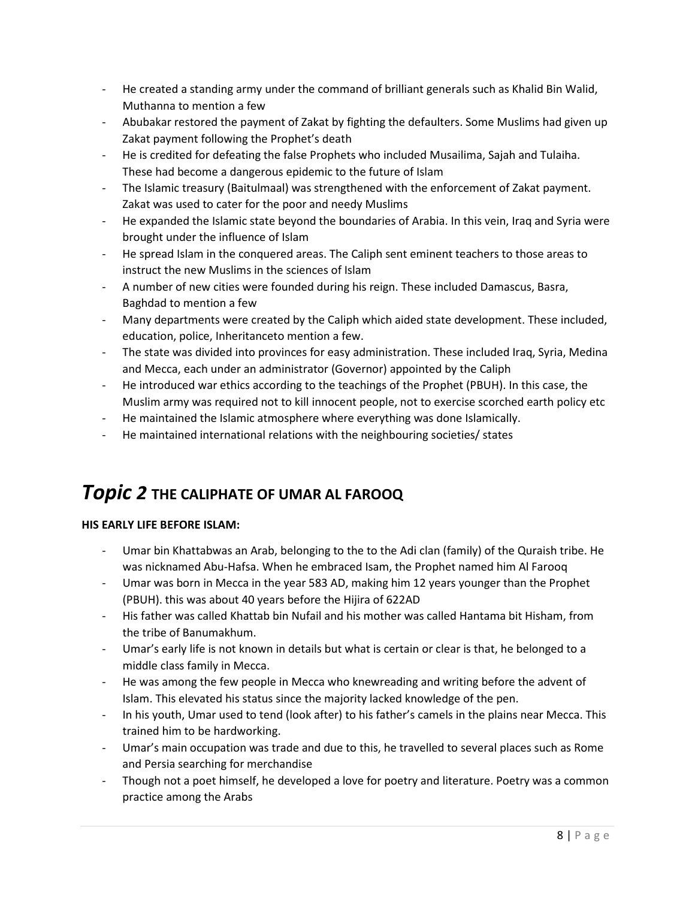- He created a standing army under the command of brilliant generals such as Khalid Bin Walid, Muthanna to mention a few
- Abubakar restored the payment of Zakat by fighting the defaulters. Some Muslims had given up Zakat payment following the Prophet's death
- He is credited for defeating the false Prophets who included Musailima, Sajah and Tulaiha. These had become a dangerous epidemic to the future of Islam
- The Islamic treasury (Baitulmaal) was strengthened with the enforcement of Zakat payment. Zakat was used to cater for the poor and needy Muslims
- He expanded the Islamic state beyond the boundaries of Arabia. In this vein, Iraq and Syria were brought under the influence of Islam
- He spread Islam in the conquered areas. The Caliph sent eminent teachers to those areas to instruct the new Muslims in the sciences of Islam
- A number of new cities were founded during his reign. These included Damascus, Basra, Baghdad to mention a few
- Many departments were created by the Caliph which aided state development. These included, education, police, Inheritanceto mention a few.
- The state was divided into provinces for easy administration. These included Iraq, Syria, Medina and Mecca, each under an administrator (Governor) appointed by the Caliph
- He introduced war ethics according to the teachings of the Prophet (PBUH). In this case, the Muslim army was required not to kill innocent people, not to exercise scorched earth policy etc
- He maintained the Islamic atmosphere where everything was done Islamically.
- He maintained international relations with the neighbouring societies/ states

# *Topic 2* THE CALIPHATE OF UMAR AL FAROOQ

**HIS EARLY LIFE BEFORE ISLAM:**

- Umar bin Khattabwas an Arab, belonging to the to the Adi clan (family) of the Quraish tribe. He was nicknamed Abu-Hafsa. When he embraced Isam, the Prophet named him Al Farooq
- Umar was born in Mecca in the year 583 AD, making him 12 years younger than the Prophet (PBUH). this was about 40 years before the Hijira of 622AD
- His father was called Khattab bin Nufail and his mother was called Hantama bit Hisham, from the tribe of Banumakhum.
- Umar's early life is not known in details but what is certain or clear is that, he belonged to a middle class family in Mecca.
- He was among the few people in Mecca who knewreading and writing before the advent of Islam. This elevated his status since the majority lacked knowledge of the pen.
- In his youth, Umar used to tend (look after) to his father's camels in the plains near Mecca. This trained him to be hardworking.
- Umar's main occupation was trade and due to this, he travelled to several places such as Rome and Persia searching for merchandise
- Though not a poet himself, he developed a love for poetry and literature. Poetry was a common practice among the Arabs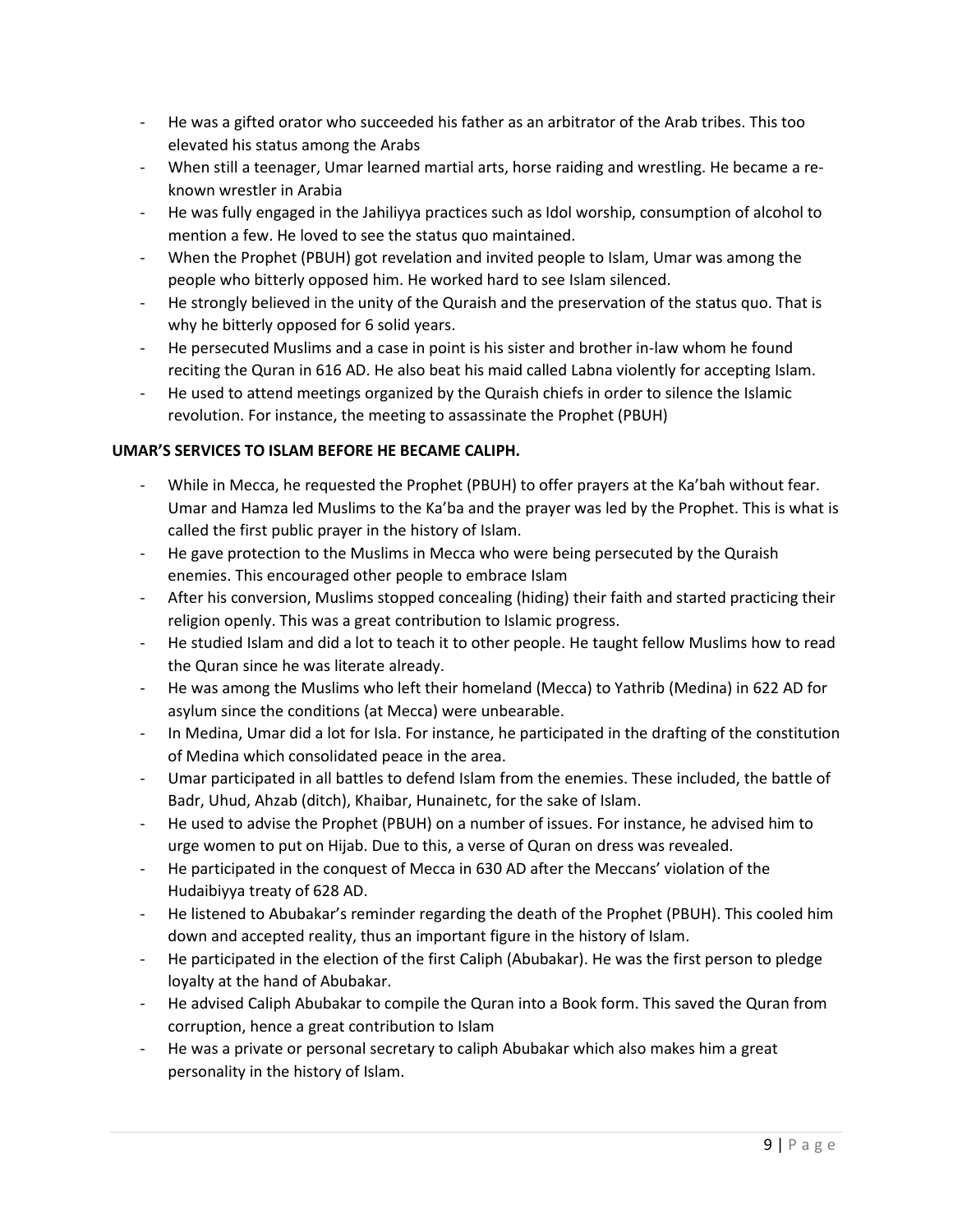- He was a gifted orator who succeeded his father as an arbitrator of the Arab tribes. This too elevated his status among the Arabs
- When still a teenager, Umar learned martial arts, horse raiding and wrestling. He became a re-known wrestler in Arabia
- He was fully engaged in the Jahiliyya practices such as Idol worship, consumption of alcohol to mention a few. He loved to see the status quo maintained.
- When the Prophet (PBUH) got revelation and invited people to Islam, Umar was among the people who bitterly opposed him. He worked hard to see Islam silenced.
- He strongly believed in the unity of the Quraish and the preservation of the status quo. That is why he bitterly opposed for 6 solid years.
- He persecuted Muslims and a case in point is his sister and brother in-law whom he found reciting the Quran in 616 AD. He also beat his maid called Labna violently for accepting Islam.
- He used to attend meetings organized by the Quraish chiefs in order to silence the Islamic revolution. For instance, the meeting to assassinate the Prophet (PBUH)

**UMAR'S SERVICES TO ISLAM BEFORE HE BECAME CALIPH.**

- While in Mecca, he requested the Prophet (PBUH) to offer prayers at the Ka'bah without fear. Umar and Hamza led Muslims to the Ka'ba and the prayer was led by the Prophet. This is what is called the first public prayer in the history of Islam.
- He gave protection to the Muslims in Mecca who were being persecuted by the Quraish enemies. This encouraged other people to embrace Islam
- After his conversion, Muslims stopped concealing (hiding) their faith and started practicing their religion openly. This was a great contribution to Islamic progress.
- He studied Islam and did a lot to teach it to other people. He taught fellow Muslims how to read the Quran since he was literate already.
- He was among the Muslims who left their homeland (Mecca) to Yathrib (Medina) in 622 AD for asylum since the conditions (at Mecca) were unbearable.
- In Medina, Umar did a lot for Isla. For instance, he participated in the drafting of the constitution of Medina which consolidated peace in the area.
- Umar participated in all battles to defend Islam from the enemies. These included, the battle of Badr, Uhud, Ahzab (ditch), Khaibar, Hunainetc, for the sake of Islam.
- He used to advise the Prophet (PBUH) on a number of issues. For instance, he advised him to urge women to put on Hijab. Due to this, a verse of Quran on dress was revealed.
- He participated in the conquest of Mecca in 630 AD after the Meccans' violation of the Hudaibiyya treaty of 628 AD.
- He listened to Abubakar's reminder regarding the death of the Prophet (PBUH). This cooled him down and accepted reality, thus an important figure in the history of Islam.
- He participated in the election of the first Caliph (Abubakar). He was the first person to pledge loyalty at the hand of Abubakar.
- He advised Caliph Abubakar to compile the Quran into a Book form. This saved the Quran from corruption, hence a great contribution to Islam
- He was a private or personal secretary to caliph Abubakar which also makes him a great personality in the history of Islam.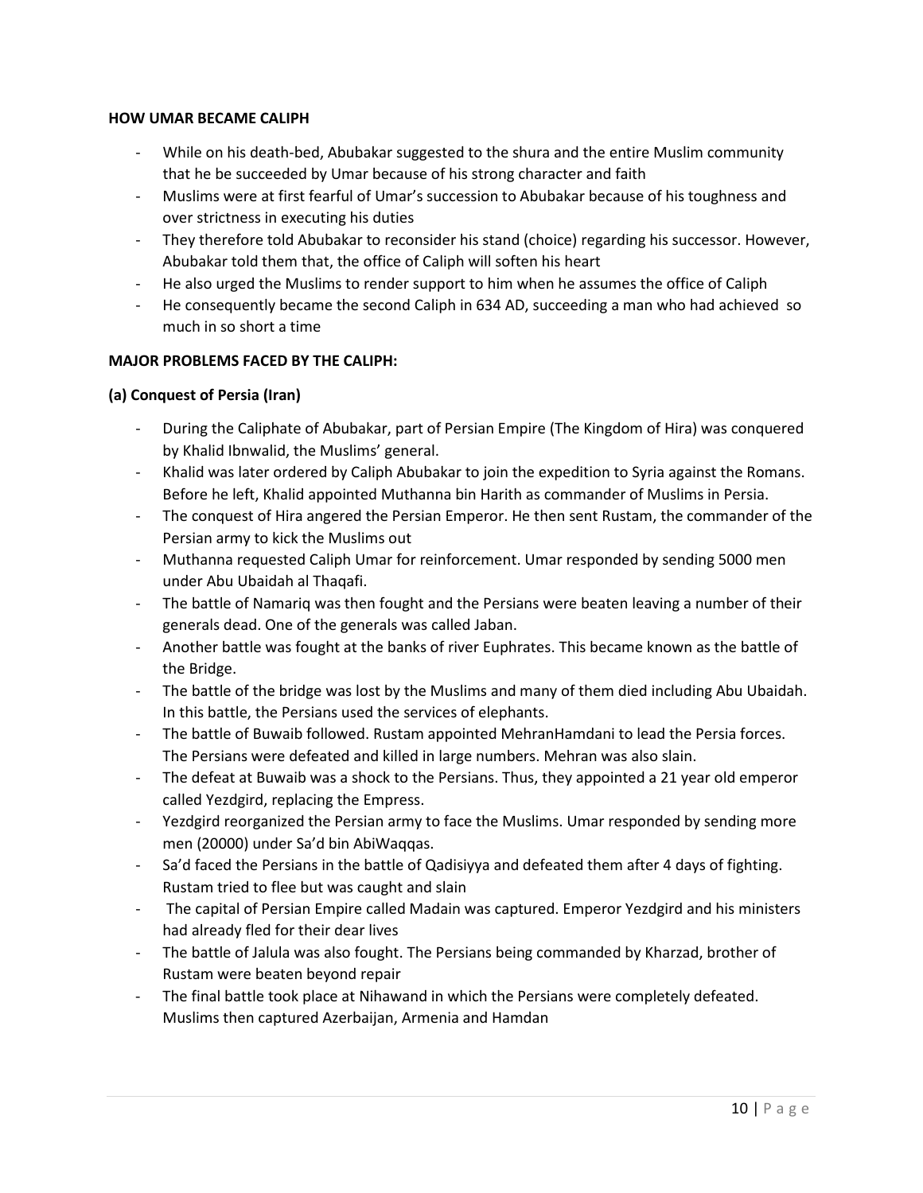**HOW UMAR BECAME CALIPH**

- While on his death-bed, Abubakar suggested to the shura and the entire Muslim community that he be succeeded by Umar because of his strong character and faith
- Muslims were at first fearful of Umar's succession to Abubakar because of his toughness and over strictness in executing his duties
- They therefore told Abubakar to reconsider his stand (choice) regarding his successor. However, Abubakar told them that, the office of Caliph will soften his heart
- He also urged the Muslims to render support to him when he assumes the office of Caliph
- He consequently became the second Caliph in 634 AD, succeeding a man who had achieved so much in so short a time

**MAJOR PROBLEMS FACED BY THE CALIPH:**

**(a) Conquest of Persia (Iran)**

- During the Caliphate of Abubakar, part of Persian Empire (The Kingdom of Hira) was conquered by Khalid Ibnwalid, the Muslims' general.
- Khalid was later ordered by Caliph Abubakar to join the expedition to Syria against the Romans. Before he left, Khalid appointed Muthanna bin Harith as commander of Muslims in Persia.
- The conquest of Hira angered the Persian Emperor. He then sent Rustam, the commander of the Persian army to kick the Muslims out
- Muthanna requested Caliph Umar for reinforcement. Umar responded by sending 5000 men under Abu Ubaidah al Thaqafi.
- The battle of Namariq was then fought and the Persians were beaten leaving a number of their generals dead. One of the generals was called Jaban.
- Another battle was fought at the banks of river Euphrates. This became known as the battle of the Bridge.
- The battle of the bridge was lost by the Muslims and many of them died including Abu Ubaidah. In this battle, the Persians used the services of elephants.
- The battle of Buwaib followed. Rustam appointed MehranHamdani to lead the Persia forces. The Persians were defeated and killed in large numbers. Mehran was also slain.
- The defeat at Buwaib was a shock to the Persians. Thus, they appointed a 21 year old emperor called Yezdgird, replacing the Empress.
- Yezdgird reorganized the Persian army to face the Muslims. Umar responded by sending more men (20000) under Sa'd bin AbiWaqqas.
- Sa'd faced the Persians in the battle of Qadisiyya and defeated them after 4 days of fighting. Rustam tried to flee but was caught and slain
- The capital of Persian Empire called Madain was captured. Emperor Yezdgird and his ministers had already fled for their dear lives
- The battle of Jalula was also fought. The Persians being commanded by Kharzad, brother of Rustam were beaten beyond repair
- The final battle took place at Nihawand in which the Persians were completely defeated. Muslims then captured Azerbaijan, Armenia and Hamdan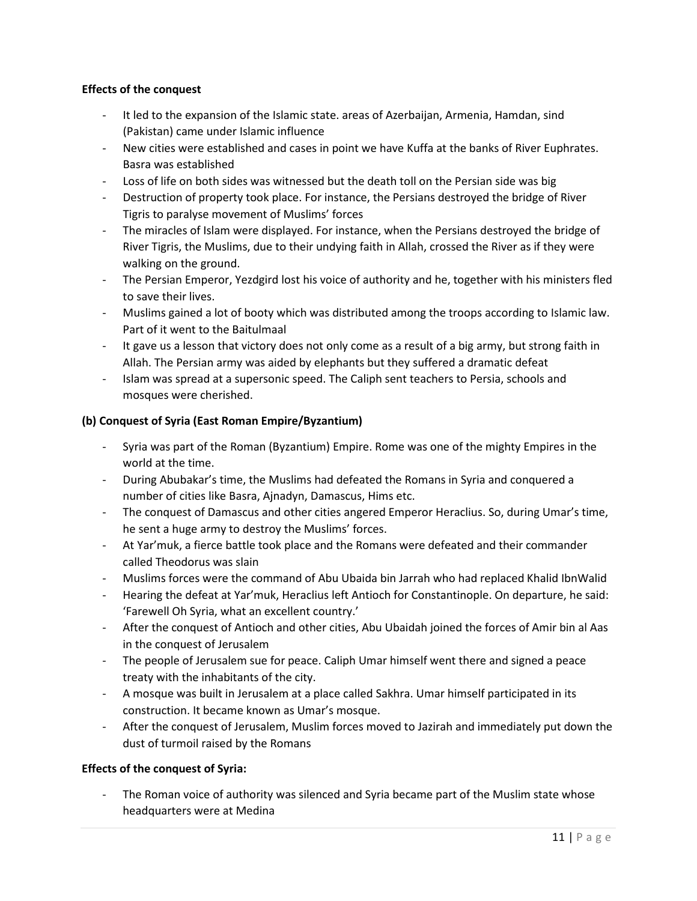**Effects of the conquest**

- It led to the expansion of the Islamic state. areas of Azerbaijan, Armenia, Hamdan, sind (Pakistan) came under Islamic influence
- New cities were established and cases in point we have Kuffa at the banks of River Euphrates. Basra was established
- Loss of life on both sides was witnessed but the death toll on the Persian side was big
- Destruction of property took place. For instance, the Persians destroyed the bridge of River Tigris to paralyse movement of Muslims' forces
- The miracles of Islam were displayed. For instance, when the Persians destroyed the bridge of River Tigris, the Muslims, due to their undying faith in Allah, crossed the River as if they were walking on the ground.
- The Persian Emperor, Yezdgird lost his voice of authority and he, together with his ministers fled to save their lives.
- Muslims gained a lot of booty which was distributed among the troops according to Islamic law. Part of it went to the Baitulmaal
- It gave us a lesson that victory does not only come as a result of a big army, but strong faith in Allah. The Persian army was aided by elephants but they suffered a dramatic defeat
- Islam was spread at a supersonic speed. The Caliph sent teachers to Persia, schools and mosques were cherished.

**(b) Conquest of Syria (East Roman Empire/Byzantium)**

- Syria was part of the Roman (Byzantium) Empire. Rome was one of the mighty Empires in the world at the time.
- During Abubakar's time, the Muslims had defeated the Romans in Syria and conquered a number of cities like Basra, Ajnadyn, Damascus, Hims etc.
- The conquest of Damascus and other cities angered Emperor Heraclius. So, during Umar's time, he sent a huge army to destroy the Muslims' forces.
- At Yar'muk, a fierce battle took place and the Romans were defeated and their commander called Theodorus was slain
- Muslims forces were the command of Abu Ubaida bin Jarrah who had replaced Khalid IbnWalid
- Hearing the defeat at Yar'muk, Heraclius left Antioch for Constantinople. On departure, he said: 'Farewell Oh Syria, what an excellent country.'
- After the conquest of Antioch and other cities, Abu Ubaidah joined the forces of Amir bin al Aas in the conquest of Jerusalem
- The people of Jerusalem sue for peace. Caliph Umar himself went there and signed a peace treaty with the inhabitants of the city.
- A mosque was built in Jerusalem at a place called Sakhra. Umar himself participated in its construction. It became known as Umar's mosque.
- After the conquest of Jerusalem, Muslim forces moved to Jazirah and immediately put down the dust of turmoil raised by the Romans

**Effects of the conquest of Syria:**

- The Roman voice of authority was silenced and Syria became part of the Muslim state whose headquarters were at Medina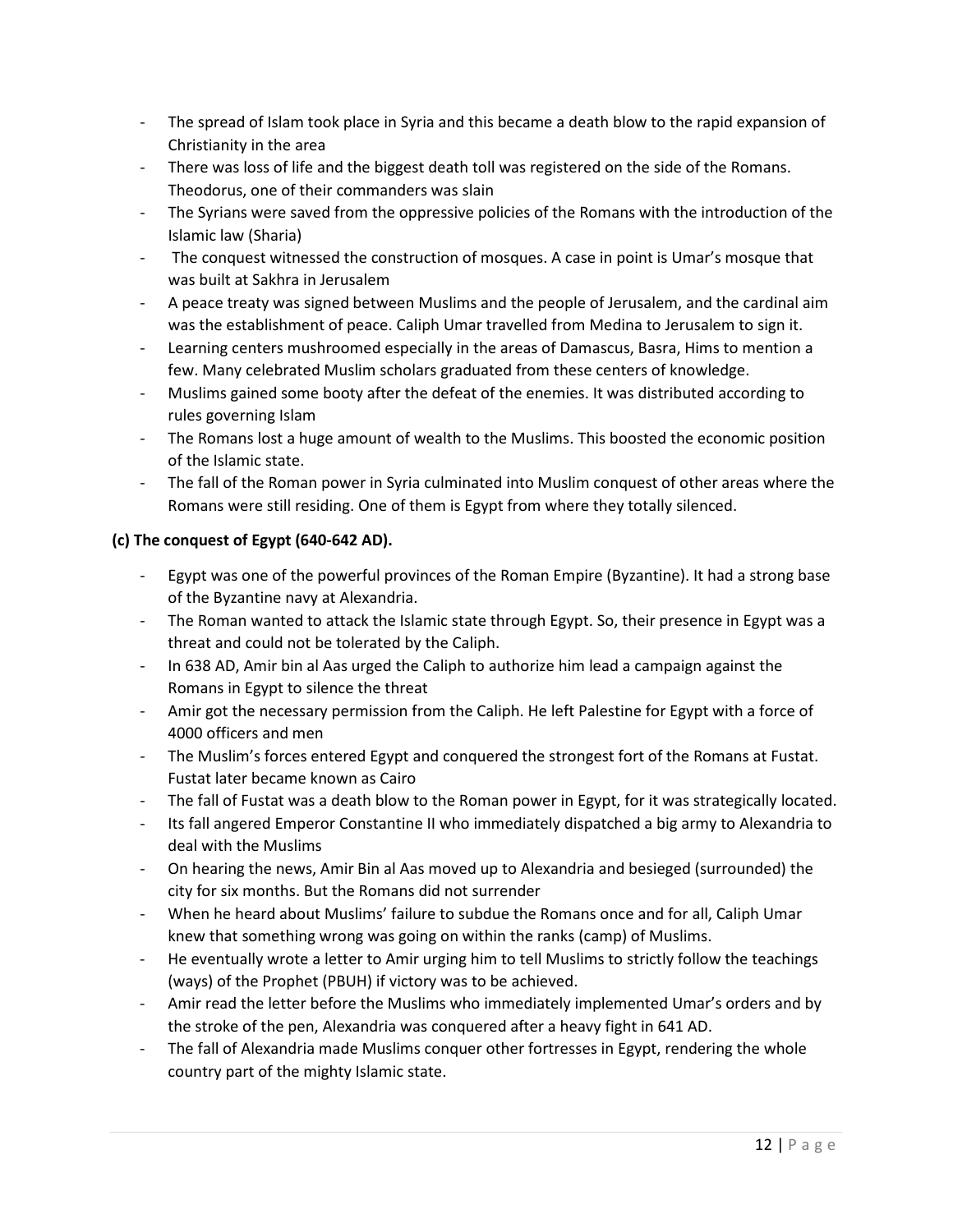- The spread of Islam took place in Syria and this became a death blow to the rapid expansion of Christianity in the area
- There was loss of life and the biggest death toll was registered on the side of the Romans. Theodorus, one of their commanders was slain
- The Syrians were saved from the oppressive policies of the Romans with the introduction of the Islamic law (Sharia)
- The conquest witnessed the construction of mosques. A case in point is Umar's mosque that was built at Sakhra in Jerusalem
- A peace treaty was signed between Muslims and the people of Jerusalem, and the cardinal aim was the establishment of peace. Caliph Umar travelled from Medina to Jerusalem to sign it.
- Learning centers mushroomed especially in the areas of Damascus, Basra, Hims to mention a few. Many celebrated Muslim scholars graduated from these centers of knowledge.
- Muslims gained some booty after the defeat of the enemies. It was distributed according to rules governing Islam
- The Romans lost a huge amount of wealth to the Muslims. This boosted the economic position of the Islamic state.
- The fall of the Roman power in Syria culminated into Muslim conquest of other areas where the Romans were still residing. One of them is Egypt from where they totally silenced.

**(c) The conquest of Egypt (640-642 AD).**

- Egypt was one of the powerful provinces of the Roman Empire (Byzantine). It had a strong base of the Byzantine navy at Alexandria.
- The Roman wanted to attack the Islamic state through Egypt. So, their presence in Egypt was a threat and could not be tolerated by the Caliph.
- In 638 AD, Amir bin al Aas urged the Caliph to authorize him lead a campaign against the Romans in Egypt to silence the threat
- Amir got the necessary permission from the Caliph. He left Palestine for Egypt with a force of 4000 officers and men
- The Muslim's forces entered Egypt and conquered the strongest fort of the Romans at Fustat. Fustat later became known as Cairo
- The fall of Fustat was a death blow to the Roman power in Egypt, for it was strategically located.
- Its fall angered Emperor Constantine II who immediately dispatched a big army to Alexandria to deal with the Muslims
- On hearing the news, Amir Bin al Aas moved up to Alexandria and besieged (surrounded) the city for six months. But the Romans did not surrender
- When he heard about Muslims' failure to subdue the Romans once and for all, Caliph Umar knew that something wrong was going on within the ranks (camp) of Muslims.
- He eventually wrote a letter to Amir urging him to tell Muslims to strictly follow the teachings (ways) of the Prophet (PBUH) if victory was to be achieved.
- Amir read the letter before the Muslims who immediately implemented Umar's orders and by the stroke of the pen, Alexandria was conquered after a heavy fight in 641 AD.
- The fall of Alexandria made Muslims conquer other fortresses in Egypt, rendering the whole country part of the mighty Islamic state.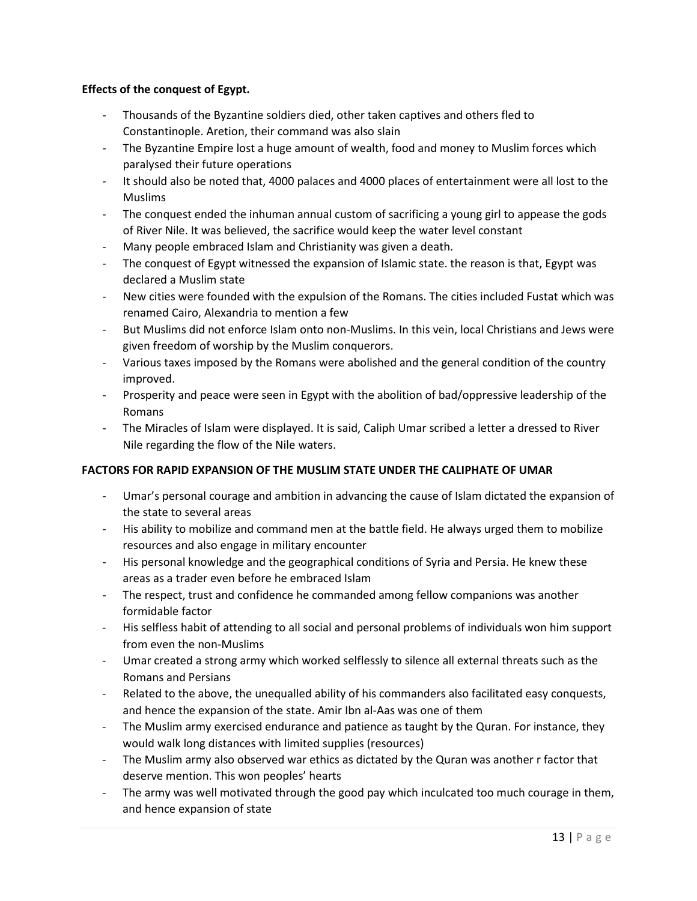**Effects of the conquest of Egypt.**

- Thousands of the Byzantine soldiers died, other taken captives and others fled to Constantinople. Aretion, their command was also slain
- The Byzantine Empire lost a huge amount of wealth, food and money to Muslim forces which paralysed their future operations
- It should also be noted that, 4000 palaces and 4000 places of entertainment were all lost to the Muslims
- The conquest ended the inhuman annual custom of sacrificing a young girl to appease the gods of River Nile. It was believed, the sacrifice would keep the water level constant
- Many people embraced Islam and Christianity was given a death.
- The conquest of Egypt witnessed the expansion of Islamic state. the reason is that, Egypt was declared a Muslim state
- New cities were founded with the expulsion of the Romans. The cities included Fustat which was renamed Cairo, Alexandria to mention a few
- But Muslims did not enforce Islam onto non-Muslims. In this vein, local Christians and Jews were given freedom of worship by the Muslim conquerors.
- Various taxes imposed by the Romans were abolished and the general condition of the country improved.
- Prosperity and peace were seen in Egypt with the abolition of bad/oppressive leadership of the Romans
- The Miracles of Islam were displayed. It is said, Caliph Umar scribed a letter a dressed to River Nile regarding the flow of the Nile waters.

**FACTORS FOR RAPID EXPANSION OF THE MUSLIM STATE UNDER THE CALIPHATE OF UMAR**

- Umar's personal courage and ambition in advancing the cause of Islam dictated the expansion of the state to several areas
- His ability to mobilize and command men at the battle field. He always urged them to mobilize resources and also engage in military encounter
- His personal knowledge and the geographical conditions of Syria and Persia. He knew these areas as a trader even before he embraced Islam
- The respect, trust and confidence he commanded among fellow companions was another formidable factor
- His selfless habit of attending to all social and personal problems of individuals won him support from even the non-Muslims
- Umar created a strong army which worked selflessly to silence all external threats such as the Romans and Persians
- Related to the above, the unequalled ability of his commanders also facilitated easy conquests, and hence the expansion of the state. Amir Ibn al-Aas was one of them
- The Muslim army exercised endurance and patience as taught by the Quran. For instance, they would walk long distances with limited supplies (resources)
- The Muslim army also observed war ethics as dictated by the Quran was another r factor that deserve mention. This won peoples' hearts
- The army was well motivated through the good pay which inculcated too much courage in them, and hence expansion of state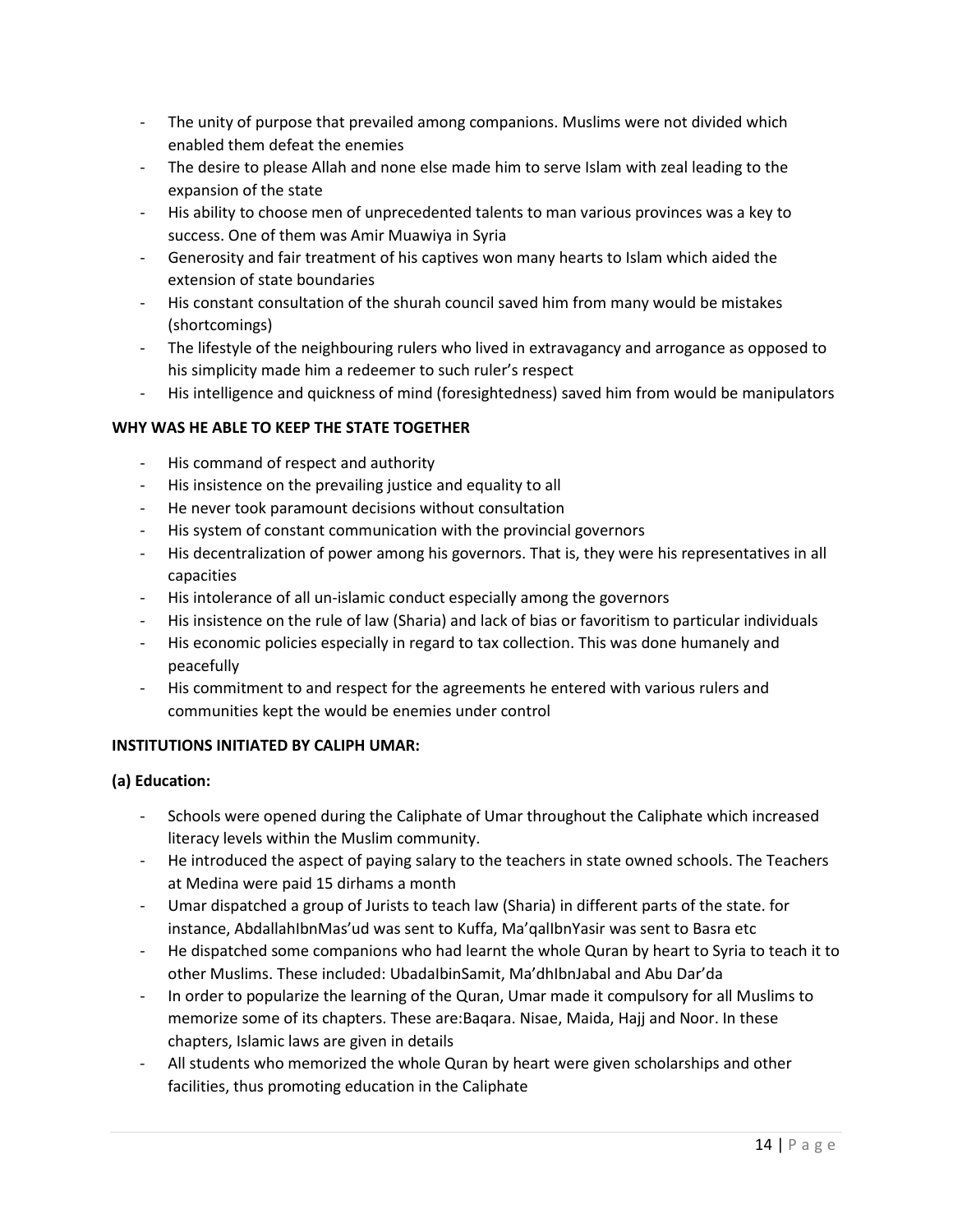- The unity of purpose that prevailed among companions. Muslims were not divided which enabled them defeat the enemies
- The desire to please Allah and none else made him to serve Islam with zeal leading to the expansion of the state
- His ability to choose men of unprecedented talents to man various provinces was a key to success. One of them was Amir Muawiya in Syria
- Generosity and fair treatment of his captives won many hearts to Islam which aided the extension of state boundaries
- His constant consultation of the shurah council saved him from many would be mistakes (shortcomings)
- The lifestyle of the neighbouring rulers who lived in extravagancy and arrogance as opposed to his simplicity made him a redeemer to such ruler's respect
- His intelligence and quickness of mind (foresightedness) saved him from would be manipulators

**WHY WAS HE ABLE TO KEEP THE STATE TOGETHER**

- His command of respect and authority
- His insistence on the prevailing justice and equality to all
- He never took paramount decisions without consultation
- His system of constant communication with the provincial governors
- His decentralization of power among his governors. That is, they were his representatives in all capacities
- His intolerance of all un-islamic conduct especially among the governors
- His insistence on the rule of law (Sharia) and lack of bias or favoritism to particular individuals
- His economic policies especially in regard to tax collection. This was done humanely and peacefully
- His commitment to and respect for the agreements he entered with various rulers and communities kept the would be enemies under control

**INSTITUTIONS INITIATED BY CALIPH UMAR:**

**(a) Education:**

- Schools were opened during the Caliphate of Umar throughout the Caliphate which increased literacy levels within the Muslim community.
- He introduced the aspect of paying salary to the teachers in state owned schools. The Teachers at Medina were paid 15 dirhams a month
- Umar dispatched a group of Jurists to teach law (Sharia) in different parts of the state. for instance, AbdallahIbnMas'ud was sent to Kuffa, Ma'qalIbnYasir was sent to Basra etc
- He dispatched some companions who had learnt the whole Quran by heart to Syria to teach it to other Muslims. These included: UbadaIbinSamit, Ma'dhIbnJabal and Abu Dar'da
- In order to popularize the learning of the Quran, Umar made it compulsory for all Muslims to memorize some of its chapters. These are:Baqara. Nisae, Maida, Hajj and Noor. In these chapters, Islamic laws are given in details
- All students who memorized the whole Quran by heart were given scholarships and other facilities, thus promoting education in the Caliphate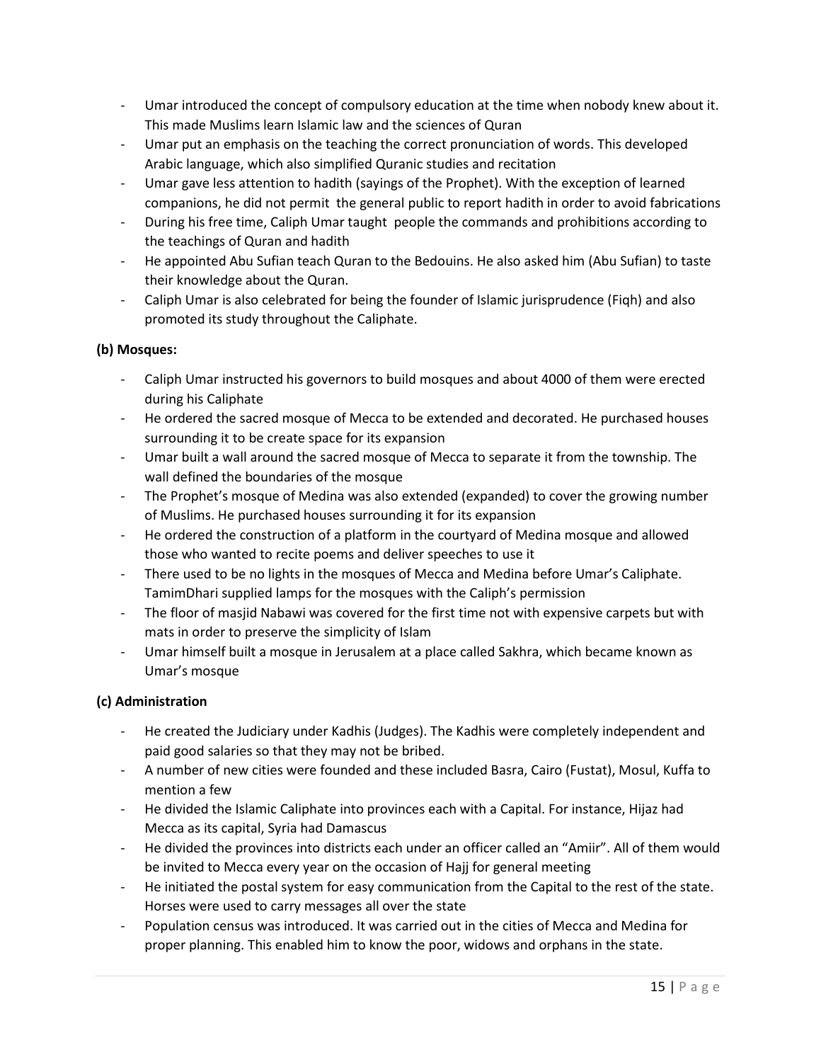- Umar introduced the concept of compulsory education at the time when nobody knew about it. This made Muslims learn Islamic law and the sciences of Quran
- Umar put an emphasis on the teaching the correct pronunciation of words. This developed Arabic language, which also simplified Quranic studies and recitation
- Umar gave less attention to hadith (sayings of the Prophet). With the exception of learned companions, he did not permit the general public to report hadith in order to avoid fabrications
- During his free time, Caliph Umar taught people the commands and prohibitions according to the teachings of Quran and hadith
- He appointed Abu Sufian teach Quran to the Bedouins. He also asked him (Abu Sufian) to taste their knowledge about the Quran.
- Caliph Umar is also celebrated for being the founder of Islamic jurisprudence (Fiqh) and also promoted its study throughout the Caliphate.

**(b) Mosques:**

- Caliph Umar instructed his governors to build mosques and about 4000 of them were erected during his Caliphate
- He ordered the sacred mosque of Mecca to be extended and decorated. He purchased houses surrounding it to be create space for its expansion
- Umar built a wall around the sacred mosque of Mecca to separate it from the township. The wall defined the boundaries of the mosque
- The Prophet's mosque of Medina was also extended (expanded) to cover the growing number of Muslims. He purchased houses surrounding it for its expansion
- He ordered the construction of a platform in the courtyard of Medina mosque and allowed those who wanted to recite poems and deliver speeches to use it
- There used to be no lights in the mosques of Mecca and Medina before Umar's Caliphate. TamimDhari supplied lamps for the mosques with the Caliph's permission
- The floor of masjid Nabawi was covered for the first time not with expensive carpets but with mats in order to preserve the simplicity of Islam
- Umar himself built a mosque in Jerusalem at a place called Sakhra, which became known as Umar's mosque

**(c) Administration**

- He created the Judiciary under Kadhis (Judges). The Kadhis were completely independent and paid good salaries so that they may not be bribed.
- A number of new cities were founded and these included Basra, Cairo (Fustat), Mosul, Kuffa to mention a few
- He divided the Islamic Caliphate into provinces each with a Capital. For instance, Hijaz had Mecca as its capital, Syria had Damascus
- He divided the provinces into districts each under an officer called an "Amiir". All of them would be invited to Mecca every year on the occasion of Hajj for general meeting
- He initiated the postal system for easy communication from the Capital to the rest of the state. Horses were used to carry messages all over the state
- Population census was introduced. It was carried out in the cities of Mecca and Medina for proper planning. This enabled him to know the poor, widows and orphans in the state.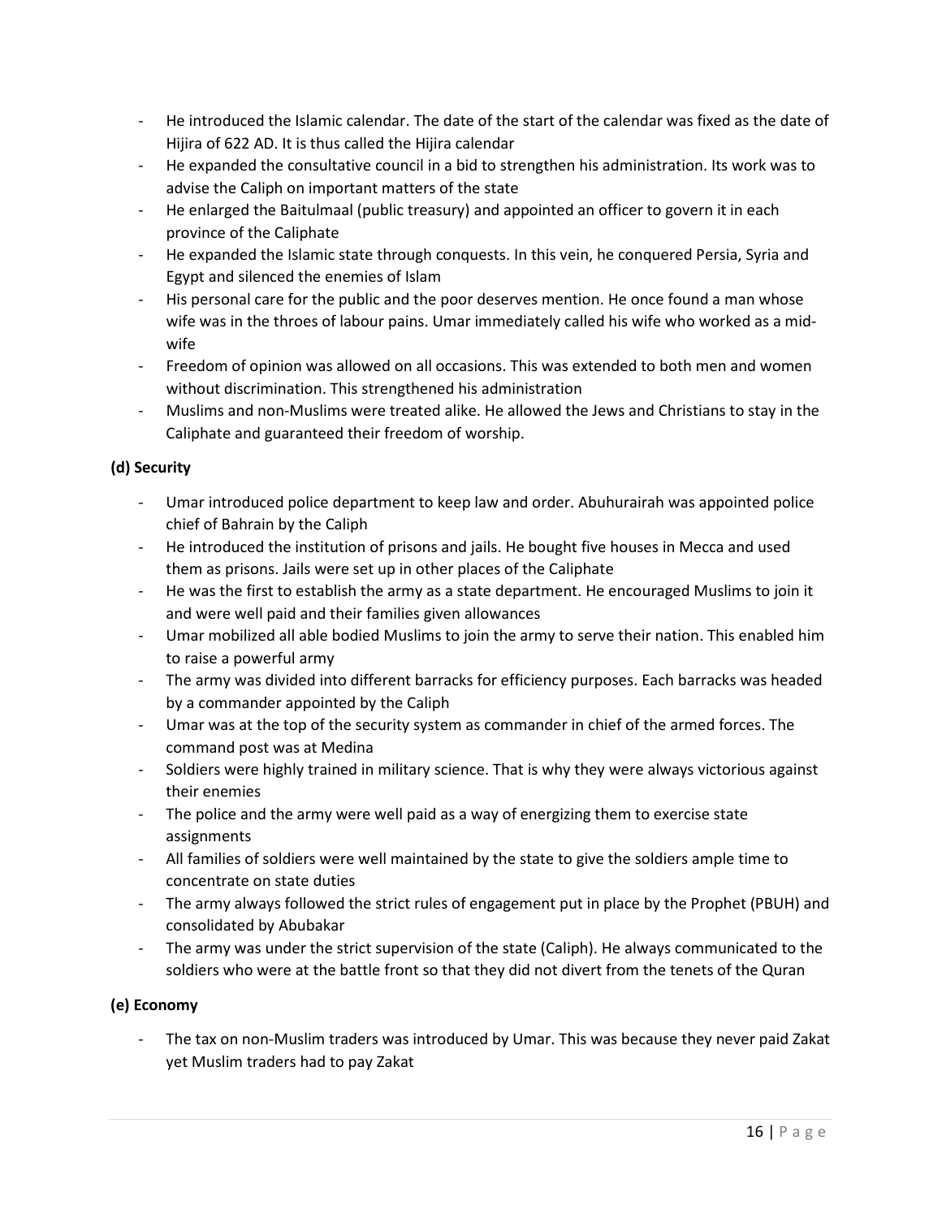- He introduced the Islamic calendar. The date of the start of the calendar was fixed as the date of Hijira of 622 AD. It is thus called the Hijira calendar
- He expanded the consultative council in a bid to strengthen his administration. Its work was to advise the Caliph on important matters of the state
- He enlarged the Baitulmaal (public treasury) and appointed an officer to govern it in each province of the Caliphate
- He expanded the Islamic state through conquests. In this vein, he conquered Persia, Syria and Egypt and silenced the enemies of Islam
- His personal care for the public and the poor deserves mention. He once found a man whose wife was in the throes of labour pains. Umar immediately called his wife who worked as a mid-wife
- Freedom of opinion was allowed on all occasions. This was extended to both men and women without discrimination. This strengthened his administration
- Muslims and non-Muslims were treated alike. He allowed the Jews and Christians to stay in the Caliphate and guaranteed their freedom of worship.

**(d) Security**

- Umar introduced police department to keep law and order. Abuhurairah was appointed police chief of Bahrain by the Caliph
- He introduced the institution of prisons and jails. He bought five houses in Mecca and used them as prisons. Jails were set up in other places of the Caliphate
- He was the first to establish the army as a state department. He encouraged Muslims to join it and were well paid and their families given allowances
- Umar mobilized all able bodied Muslims to join the army to serve their nation. This enabled him to raise a powerful army
- The army was divided into different barracks for efficiency purposes. Each barracks was headed by a commander appointed by the Caliph
- Umar was at the top of the security system as commander in chief of the armed forces. The command post was at Medina
- Soldiers were highly trained in military science. That is why they were always victorious against their enemies
- The police and the army were well paid as a way of energizing them to exercise state assignments
- All families of soldiers were well maintained by the state to give the soldiers ample time to concentrate on state duties
- The army always followed the strict rules of engagement put in place by the Prophet (PBUH) and consolidated by Abubakar
- The army was under the strict supervision of the state (Caliph). He always communicated to the soldiers who were at the battle front so that they did not divert from the tenets of the Quran

**(e) Economy**

- The tax on non-Muslim traders was introduced by Umar. This was because they never paid Zakat yet Muslim traders had to pay Zakat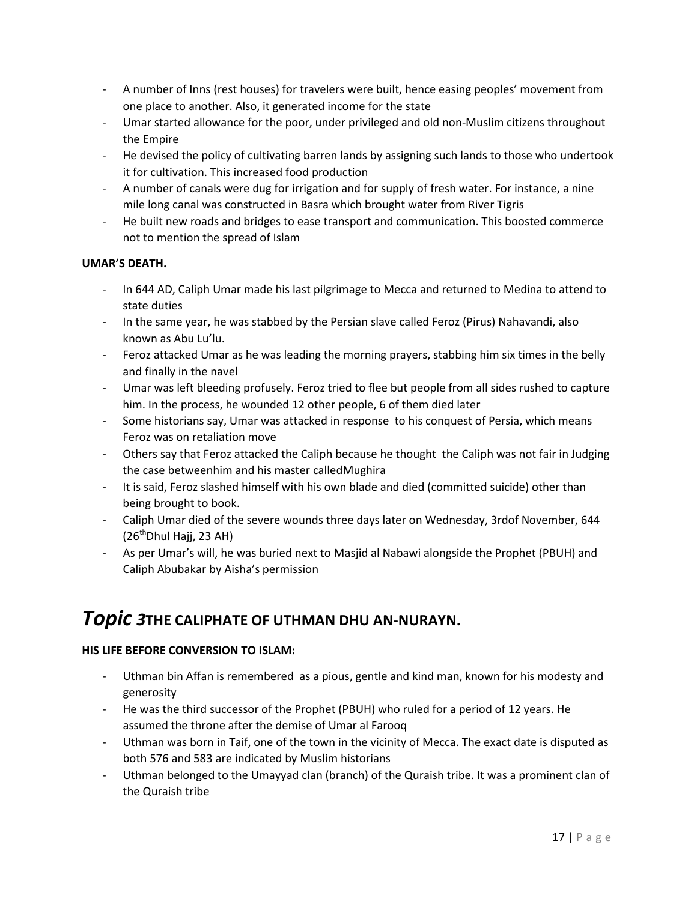- A number of Inns (rest houses) for travelers were built, hence easing peoples' movement from one place to another. Also, it generated income for the state
- Umar started allowance for the poor, under privileged and old non-Muslim citizens throughout the Empire
- He devised the policy of cultivating barren lands by assigning such lands to those who undertook it for cultivation. This increased food production
- A number of canals were dug for irrigation and for supply of fresh water. For instance, a nine mile long canal was constructed in Basra which brought water from River Tigris
- He built new roads and bridges to ease transport and communication. This boosted commerce not to mention the spread of Islam

**UMAR'S DEATH.**

- In 644 AD, Caliph Umar made his last pilgrimage to Mecca and returned to Medina to attend to state duties
- In the same year, he was stabbed by the Persian slave called Feroz (Pirus) Nahavandi, also known as Abu Lu'lu.
- Feroz attacked Umar as he was leading the morning prayers, stabbing him six times in the belly and finally in the navel
- Umar was left bleeding profusely. Feroz tried to flee but people from all sides rushed to capture him. In the process, he wounded 12 other people, 6 of them died later
- Some historians say, Umar was attacked in response to his conquest of Persia, which means Feroz was on retaliation move
- Others say that Feroz attacked the Caliph because he thought the Caliph was not fair in Judging the case betweenhim and his master calledMughira
- It is said, Feroz slashed himself with his own blade and died (committed suicide) other than being brought to book.
- Caliph Umar died of the severe wounds three days later on Wednesday, 3rdof November, 644 (26thDhul Hajj, 23 AH)
- As per Umar's will, he was buried next to Masjid al Nabawi alongside the Prophet (PBUH) and Caliph Abubakar by Aisha's permission

# *Topic 3*THE CALIPHATE OF UTHMAN DHU AN-NURAYN.

**HIS LIFE BEFORE CONVERSION TO ISLAM:**

- Uthman bin Affan is remembered as a pious, gentle and kind man, known for his modesty and generosity
- He was the third successor of the Prophet (PBUH) who ruled for a period of 12 years. He assumed the throne after the demise of Umar al Farooq
- Uthman was born in Taif, one of the town in the vicinity of Mecca. The exact date is disputed as both 576 and 583 are indicated by Muslim historians
- Uthman belonged to the Umayyad clan (branch) of the Quraish tribe. It was a prominent clan of the Quraish tribe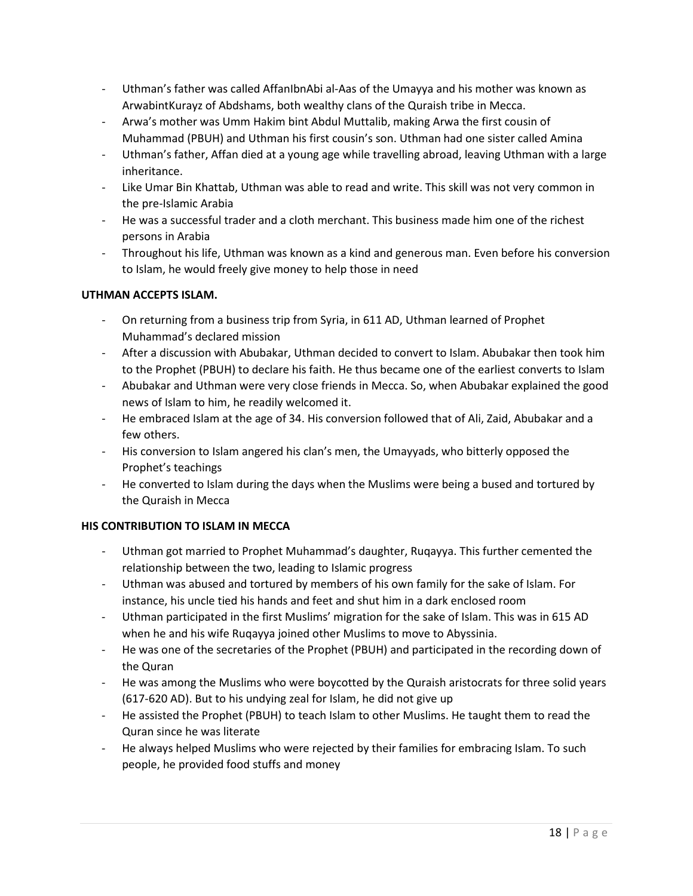- Uthman's father was called AffanIbnAbi al-Aas of the Umayya and his mother was known as ArwabintKurayz of Abdshams, both wealthy clans of the Quraish tribe in Mecca.
- Arwa's mother was Umm Hakim bint Abdul Muttalib, making Arwa the first cousin of Muhammad (PBUH) and Uthman his first cousin's son. Uthman had one sister called Amina
- Uthman's father, Affan died at a young age while travelling abroad, leaving Uthman with a large inheritance.
- Like Umar Bin Khattab, Uthman was able to read and write. This skill was not very common in the pre-Islamic Arabia
- He was a successful trader and a cloth merchant. This business made him one of the richest persons in Arabia
- Throughout his life, Uthman was known as a kind and generous man. Even before his conversion to Islam, he would freely give money to help those in need

**UTHMAN ACCEPTS ISLAM.**

- On returning from a business trip from Syria, in 611 AD, Uthman learned of Prophet Muhammad's declared mission
- After a discussion with Abubakar, Uthman decided to convert to Islam. Abubakar then took him to the Prophet (PBUH) to declare his faith. He thus became one of the earliest converts to Islam
- Abubakar and Uthman were very close friends in Mecca. So, when Abubakar explained the good news of Islam to him, he readily welcomed it.
- He embraced Islam at the age of 34. His conversion followed that of Ali, Zaid, Abubakar and a few others.
- His conversion to Islam angered his clan's men, the Umayyads, who bitterly opposed the Prophet's teachings
- He converted to Islam during the days when the Muslims were being a bused and tortured by the Quraish in Mecca

**HIS CONTRIBUTION TO ISLAM IN MECCA**

- Uthman got married to Prophet Muhammad's daughter, Ruqayya. This further cemented the relationship between the two, leading to Islamic progress
- Uthman was abused and tortured by members of his own family for the sake of Islam. For instance, his uncle tied his hands and feet and shut him in a dark enclosed room
- Uthman participated in the first Muslims' migration for the sake of Islam. This was in 615 AD when he and his wife Ruqayya joined other Muslims to move to Abyssinia.
- He was one of the secretaries of the Prophet (PBUH) and participated in the recording down of the Quran
- He was among the Muslims who were boycotted by the Quraish aristocrats for three solid years (617-620 AD). But to his undying zeal for Islam, he did not give up
- He assisted the Prophet (PBUH) to teach Islam to other Muslims. He taught them to read the Quran since he was literate
- He always helped Muslims who were rejected by their families for embracing Islam. To such people, he provided food stuffs and money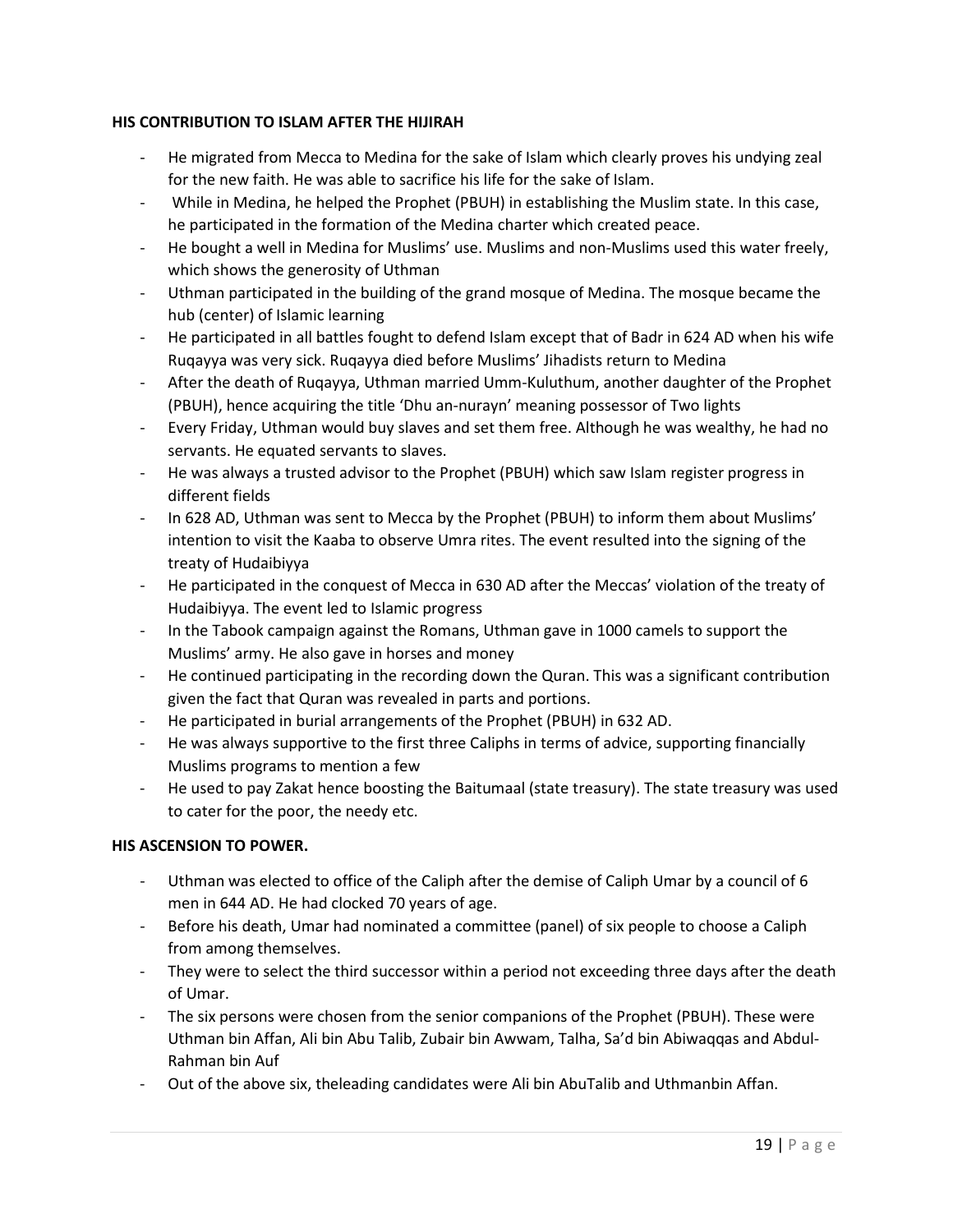**HIS CONTRIBUTION TO ISLAM AFTER THE HIJIRAH**

- He migrated from Mecca to Medina for the sake of Islam which clearly proves his undying zeal for the new faith. He was able to sacrifice his life for the sake of Islam.
- While in Medina, he helped the Prophet (PBUH) in establishing the Muslim state. In this case, he participated in the formation of the Medina charter which created peace.
- He bought a well in Medina for Muslims' use. Muslims and non-Muslims used this water freely, which shows the generosity of Uthman
- Uthman participated in the building of the grand mosque of Medina. The mosque became the hub (center) of Islamic learning
- He participated in all battles fought to defend Islam except that of Badr in 624 AD when his wife Ruqayya was very sick. Ruqayya died before Muslims' Jihadists return to Medina
- After the death of Ruqayya, Uthman married Umm-Kuluthum, another daughter of the Prophet (PBUH), hence acquiring the title 'Dhu an-nurayn' meaning possessor of Two lights
- Every Friday, Uthman would buy slaves and set them free. Although he was wealthy, he had no servants. He equated servants to slaves.
- He was always a trusted advisor to the Prophet (PBUH) which saw Islam register progress in different fields
- In 628 AD, Uthman was sent to Mecca by the Prophet (PBUH) to inform them about Muslims' intention to visit the Kaaba to observe Umra rites. The event resulted into the signing of the treaty of Hudaibiyya
- He participated in the conquest of Mecca in 630 AD after the Meccas' violation of the treaty of Hudaibiyya. The event led to Islamic progress
- In the Tabook campaign against the Romans, Uthman gave in 1000 camels to support the Muslims' army. He also gave in horses and money
- He continued participating in the recording down the Quran. This was a significant contribution given the fact that Quran was revealed in parts and portions.
- He participated in burial arrangements of the Prophet (PBUH) in 632 AD.
- He was always supportive to the first three Caliphs in terms of advice, supporting financially Muslims programs to mention a few
- He used to pay Zakat hence boosting the Baitumaal (state treasury). The state treasury was used to cater for the poor, the needy etc.

**HIS ASCENSION TO POWER.**

- Uthman was elected to office of the Caliph after the demise of Caliph Umar by a council of 6 men in 644 AD. He had clocked 70 years of age.
- Before his death, Umar had nominated a committee (panel) of six people to choose a Caliph from among themselves.
- They were to select the third successor within a period not exceeding three days after the death of Umar.
- The six persons were chosen from the senior companions of the Prophet (PBUH). These were Uthman bin Affan, Ali bin Abu Talib, Zubair bin Awwam, Talha, Sa'd bin Abiwaqqas and Abdul-Rahman bin Auf
- Out of the above six, theleading candidates were Ali bin AbuTalib and Uthmanbin Affan.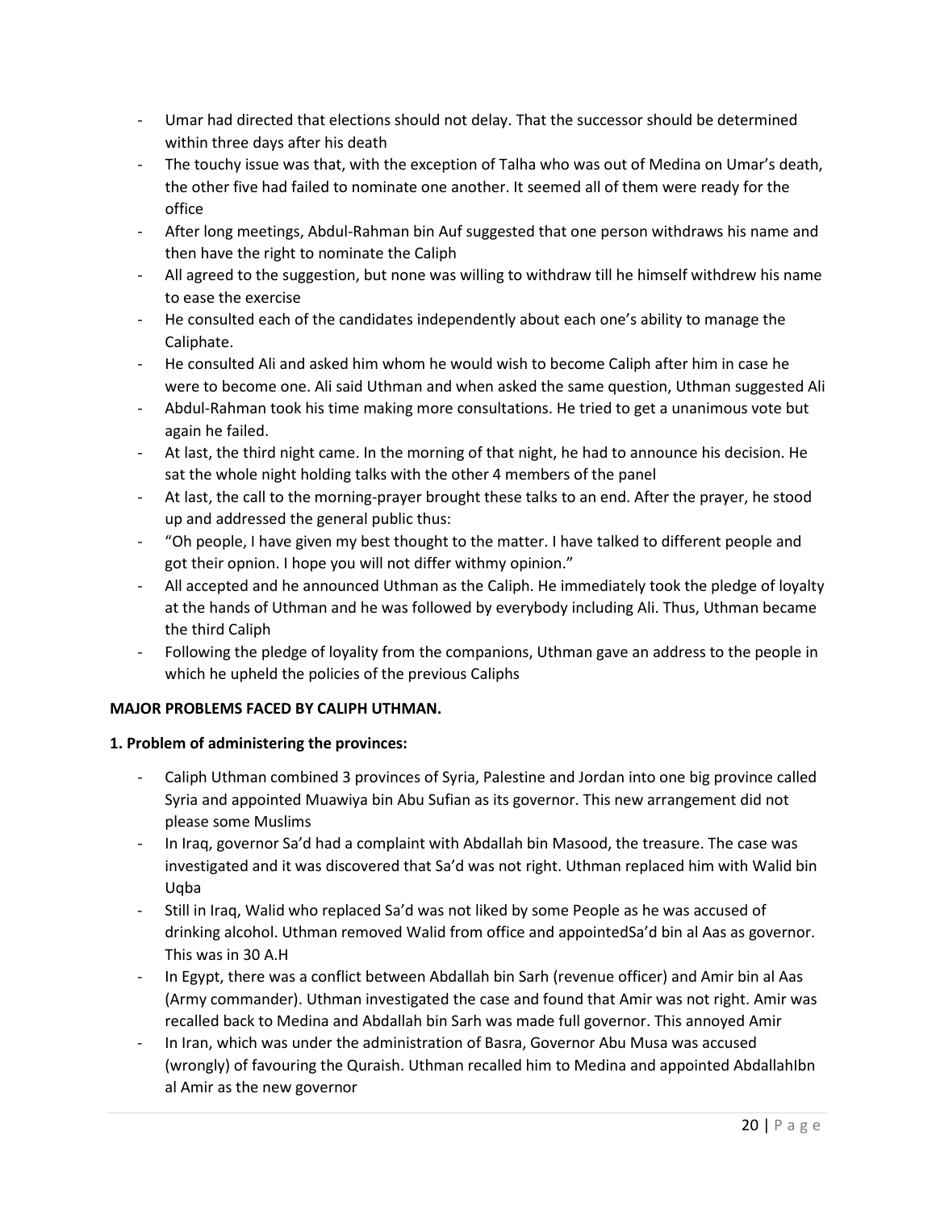- Umar had directed that elections should not delay. That the successor should be determined within three days after his death
- The touchy issue was that, with the exception of Talha who was out of Medina on Umar's death, the other five had failed to nominate one another. It seemed all of them were ready for the office
- After long meetings, Abdul-Rahman bin Auf suggested that one person withdraws his name and then have the right to nominate the Caliph
- All agreed to the suggestion, but none was willing to withdraw till he himself withdrew his name to ease the exercise
- He consulted each of the candidates independently about each one's ability to manage the Caliphate.
- He consulted Ali and asked him whom he would wish to become Caliph after him in case he were to become one. Ali said Uthman and when asked the same question, Uthman suggested Ali
- Abdul-Rahman took his time making more consultations. He tried to get a unanimous vote but again he failed.
- At last, the third night came. In the morning of that night, he had to announce his decision. He sat the whole night holding talks with the other 4 members of the panel
- At last, the call to the morning-prayer brought these talks to an end. After the prayer, he stood up and addressed the general public thus:
- "Oh people, I have given my best thought to the matter. I have talked to different people and got their opnion. I hope you will not differ withmy opinion."
- All accepted and he announced Uthman as the Caliph. He immediately took the pledge of loyalty at the hands of Uthman and he was followed by everybody including Ali. Thus, Uthman became the third Caliph
- Following the pledge of loyality from the companions, Uthman gave an address to the people in which he upheld the policies of the previous Caliphs

**MAJOR PROBLEMS FACED BY CALIPH UTHMAN.**

**1. Problem of administering the provinces:**

- Caliph Uthman combined 3 provinces of Syria, Palestine and Jordan into one big province called Syria and appointed Muawiya bin Abu Sufian as its governor. This new arrangement did not please some Muslims
- In Iraq, governor Sa'd had a complaint with Abdallah bin Masood, the treasure. The case was investigated and it was discovered that Sa'd was not right. Uthman replaced him with Walid bin Uqba
- Still in Iraq, Walid who replaced Sa'd was not liked by some People as he was accused of drinking alcohol. Uthman removed Walid from office and appointedSa'd bin al Aas as governor. This was in 30 A.H
- In Egypt, there was a conflict between Abdallah bin Sarh (revenue officer) and Amir bin al Aas (Army commander). Uthman investigated the case and found that Amir was not right. Amir was recalled back to Medina and Abdallah bin Sarh was made full governor. This annoyed Amir
- In Iran, which was under the administration of Basra, Governor Abu Musa was accused (wrongly) of favouring the Quraish. Uthman recalled him to Medina and appointed AbdallahIbn al Amir as the new governor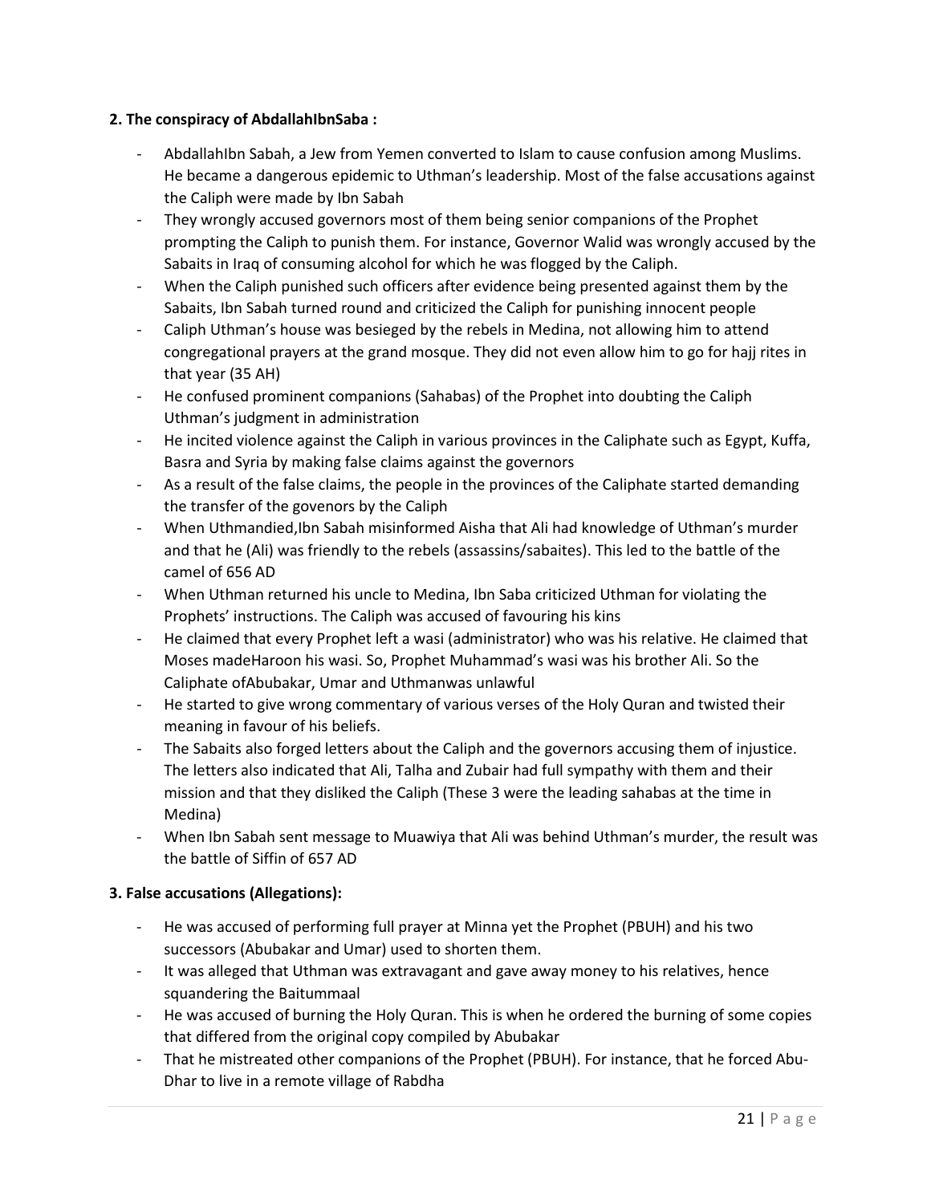**2. The conspiracy of AbdallahIbnSaba :**

- AbdallahIbn Sabah, a Jew from Yemen converted to Islam to cause confusion among Muslims. He became a dangerous epidemic to Uthman's leadership. Most of the false accusations against the Caliph were made by Ibn Sabah
- They wrongly accused governors most of them being senior companions of the Prophet prompting the Caliph to punish them. For instance, Governor Walid was wrongly accused by the Sabaits in Iraq of consuming alcohol for which he was flogged by the Caliph.
- When the Caliph punished such officers after evidence being presented against them by the Sabaits, Ibn Sabah turned round and criticized the Caliph for punishing innocent people
- Caliph Uthman's house was besieged by the rebels in Medina, not allowing him to attend congregational prayers at the grand mosque. They did not even allow him to go for hajj rites in that year (35 AH)
- He confused prominent companions (Sahabas) of the Prophet into doubting the Caliph Uthman's judgment in administration
- He incited violence against the Caliph in various provinces in the Caliphate such as Egypt, Kuffa, Basra and Syria by making false claims against the governors
- As a result of the false claims, the people in the provinces of the Caliphate started demanding the transfer of the govenors by the Caliph
- When Uthmandied,Ibn Sabah misinformed Aisha that Ali had knowledge of Uthman's murder and that he (Ali) was friendly to the rebels (assassins/sabaites). This led to the battle of the camel of 656 AD
- When Uthman returned his uncle to Medina, Ibn Saba criticized Uthman for violating the Prophets' instructions. The Caliph was accused of favouring his kins
- He claimed that every Prophet left a wasi (administrator) who was his relative. He claimed that Moses madeHaroon his wasi. So, Prophet Muhammad's wasi was his brother Ali. So the Caliphate ofAbubakar, Umar and Uthmanwas unlawful
- He started to give wrong commentary of various verses of the Holy Quran and twisted their meaning in favour of his beliefs.
- The Sabaits also forged letters about the Caliph and the governors accusing them of injustice. The letters also indicated that Ali, Talha and Zubair had full sympathy with them and their mission and that they disliked the Caliph (These 3 were the leading sahabas at the time in Medina)
- When Ibn Sabah sent message to Muawiya that Ali was behind Uthman's murder, the result was the battle of Siffin of 657 AD

**3. False accusations (Allegations):**

- He was accused of performing full prayer at Minna yet the Prophet (PBUH) and his two successors (Abubakar and Umar) used to shorten them.
- It was alleged that Uthman was extravagant and gave away money to his relatives, hence squandering the Baitummaal
- He was accused of burning the Holy Quran. This is when he ordered the burning of some copies that differed from the original copy compiled by Abubakar
- That he mistreated other companions of the Prophet (PBUH). For instance, that he forced Abu-Dhar to live in a remote village of Rabdha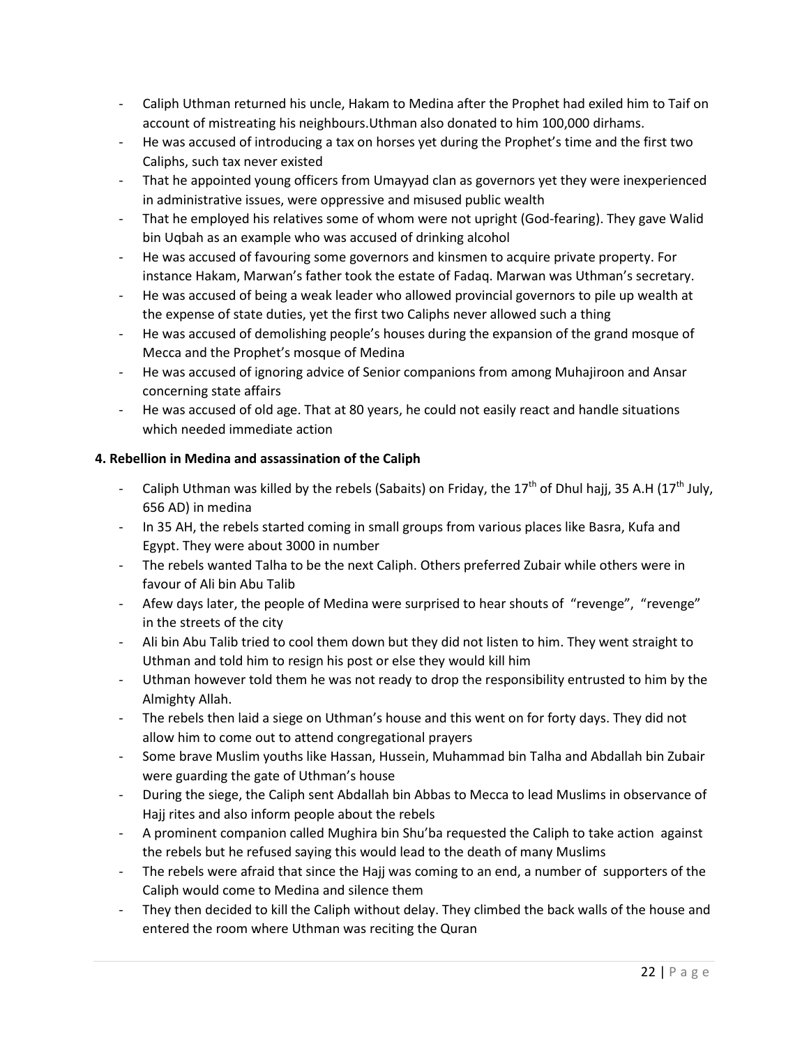- Caliph Uthman returned his uncle, Hakam to Medina after the Prophet had exiled him to Taif on account of mistreating his neighbours.Uthman also donated to him 100,000 dirhams.
- He was accused of introducing a tax on horses yet during the Prophet's time and the first two Caliphs, such tax never existed
- That he appointed young officers from Umayyad clan as governors yet they were inexperienced in administrative issues, were oppressive and misused public wealth
- That he employed his relatives some of whom were not upright (God-fearing). They gave Walid bin Uqbah as an example who was accused of drinking alcohol
- He was accused of favouring some governors and kinsmen to acquire private property. For instance Hakam, Marwan's father took the estate of Fadaq. Marwan was Uthman's secretary.
- He was accused of being a weak leader who allowed provincial governors to pile up wealth at the expense of state duties, yet the first two Caliphs never allowed such a thing
- He was accused of demolishing people's houses during the expansion of the grand mosque of Mecca and the Prophet's mosque of Medina
- He was accused of ignoring advice of Senior companions from among Muhajiroon and Ansar concerning state affairs
- He was accused of old age. That at 80 years, he could not easily react and handle situations which needed immediate action

**4. Rebellion in Medina and assassination of the Caliph**

- Caliph Uthman was killed by the rebels (Sabaits) on Friday, the 17th of Dhul hajj, 35 A.H (17th July, 656 AD) in medina
- In 35 AH, the rebels started coming in small groups from various places like Basra, Kufa and Egypt. They were about 3000 in number
- The rebels wanted Talha to be the next Caliph. Others preferred Zubair while others were in favour of Ali bin Abu Talib
- Afew days later, the people of Medina were surprised to hear shouts of "revenge", "revenge" in the streets of the city
- Ali bin Abu Talib tried to cool them down but they did not listen to him. They went straight to Uthman and told him to resign his post or else they would kill him
- Uthman however told them he was not ready to drop the responsibility entrusted to him by the Almighty Allah.
- The rebels then laid a siege on Uthman's house and this went on for forty days. They did not allow him to come out to attend congregational prayers
- Some brave Muslim youths like Hassan, Hussein, Muhammad bin Talha and Abdallah bin Zubair were guarding the gate of Uthman's house
- During the siege, the Caliph sent Abdallah bin Abbas to Mecca to lead Muslims in observance of Hajj rites and also inform people about the rebels
- A prominent companion called Mughira bin Shu'ba requested the Caliph to take action against the rebels but he refused saying this would lead to the death of many Muslims
- The rebels were afraid that since the Hajj was coming to an end, a number of supporters of the Caliph would come to Medina and silence them
- They then decided to kill the Caliph without delay. They climbed the back walls of the house and entered the room where Uthman was reciting the Quran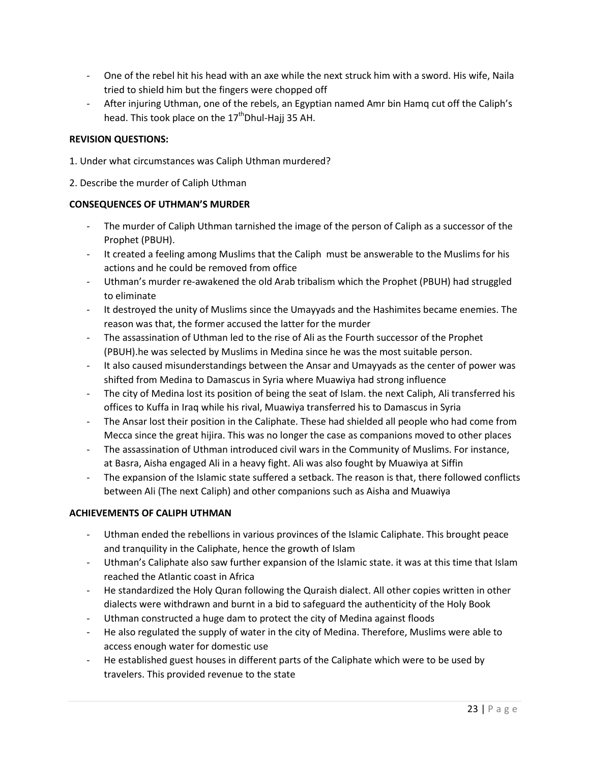- One of the rebel hit his head with an axe while the next struck him with a sword. His wife, Naila tried to shield him but the fingers were chopped off
- After injuring Uthman, one of the rebels, an Egyptian named Amr bin Hamq cut off the Caliph's head. This took place on the 17$^{th}$Dhul-Hajj 35 AH.

**REVISION QUESTIONS:**

1. Under what circumstances was Caliph Uthman murdered?

2. Describe the murder of Caliph Uthman

**CONSEQUENCES OF UTHMAN'S MURDER**

- The murder of Caliph Uthman tarnished the image of the person of Caliph as a successor of the Prophet (PBUH).
- It created a feeling among Muslims that the Caliph must be answerable to the Muslims for his actions and he could be removed from office
- Uthman's murder re-awakened the old Arab tribalism which the Prophet (PBUH) had struggled to eliminate
- It destroyed the unity of Muslims since the Umayyads and the Hashimites became enemies. The reason was that, the former accused the latter for the murder
- The assassination of Uthman led to the rise of Ali as the Fourth successor of the Prophet (PBUH).he was selected by Muslims in Medina since he was the most suitable person.
- It also caused misunderstandings between the Ansar and Umayyads as the center of power was shifted from Medina to Damascus in Syria where Muawiya had strong influence
- The city of Medina lost its position of being the seat of Islam. the next Caliph, Ali transferred his offices to Kuffa in Iraq while his rival, Muawiya transferred his to Damascus in Syria
- The Ansar lost their position in the Caliphate. These had shielded all people who had come from Mecca since the great hijira. This was no longer the case as companions moved to other places
- The assassination of Uthman introduced civil wars in the Community of Muslims. For instance, at Basra, Aisha engaged Ali in a heavy fight. Ali was also fought by Muawiya at Siffin
- The expansion of the Islamic state suffered a setback. The reason is that, there followed conflicts between Ali (The next Caliph) and other companions such as Aisha and Muawiya

**ACHIEVEMENTS OF CALIPH UTHMAN**

- Uthman ended the rebellions in various provinces of the Islamic Caliphate. This brought peace and tranquility in the Caliphate, hence the growth of Islam
- Uthman's Caliphate also saw further expansion of the Islamic state. it was at this time that Islam reached the Atlantic coast in Africa
- He standardized the Holy Quran following the Quraish dialect. All other copies written in other dialects were withdrawn and burnt in a bid to safeguard the authenticity of the Holy Book
- Uthman constructed a huge dam to protect the city of Medina against floods
- He also regulated the supply of water in the city of Medina. Therefore, Muslims were able to access enough water for domestic use
- He established guest houses in different parts of the Caliphate which were to be used by travelers. This provided revenue to the state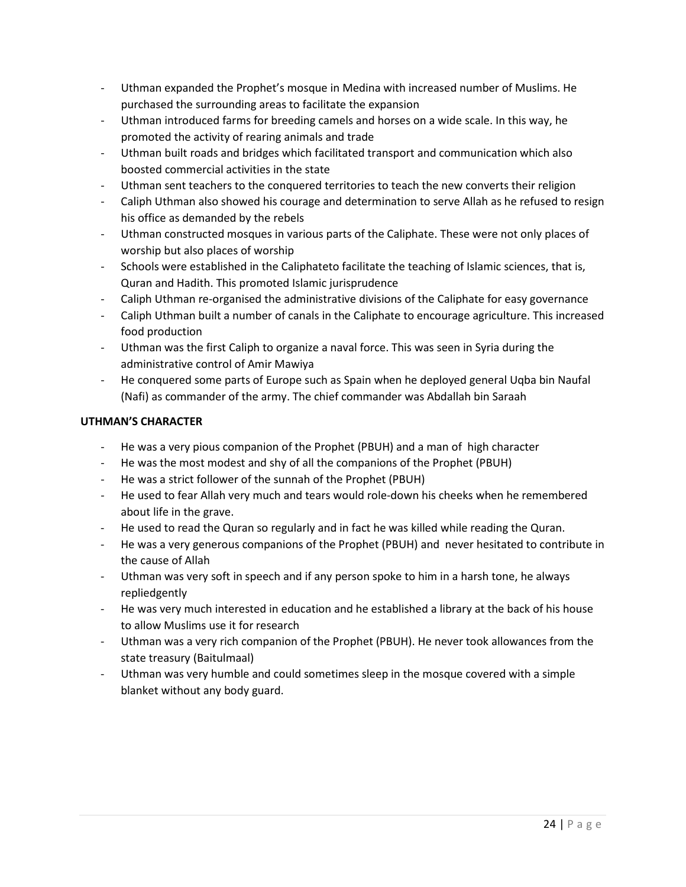- Uthman expanded the Prophet's mosque in Medina with increased number of Muslims. He purchased the surrounding areas to facilitate the expansion
- Uthman introduced farms for breeding camels and horses on a wide scale. In this way, he promoted the activity of rearing animals and trade
- Uthman built roads and bridges which facilitated transport and communication which also boosted commercial activities in the state
- Uthman sent teachers to the conquered territories to teach the new converts their religion
- Caliph Uthman also showed his courage and determination to serve Allah as he refused to resign his office as demanded by the rebels
- Uthman constructed mosques in various parts of the Caliphate. These were not only places of worship but also places of worship
- Schools were established in the Caliphateto facilitate the teaching of Islamic sciences, that is, Quran and Hadith. This promoted Islamic jurisprudence
- Caliph Uthman re-organised the administrative divisions of the Caliphate for easy governance
- Caliph Uthman built a number of canals in the Caliphate to encourage agriculture. This increased food production
- Uthman was the first Caliph to organize a naval force. This was seen in Syria during the administrative control of Amir Mawiya
- He conquered some parts of Europe such as Spain when he deployed general Uqba bin Naufal (Nafi) as commander of the army. The chief commander was Abdallah bin Saraah

**UTHMAN'S CHARACTER**

- He was a very pious companion of the Prophet (PBUH) and a man of high character
- He was the most modest and shy of all the companions of the Prophet (PBUH)
- He was a strict follower of the sunnah of the Prophet (PBUH)
- He used to fear Allah very much and tears would role-down his cheeks when he remembered about life in the grave.
- He used to read the Quran so regularly and in fact he was killed while reading the Quran.
- He was a very generous companions of the Prophet (PBUH) and never hesitated to contribute in the cause of Allah
- Uthman was very soft in speech and if any person spoke to him in a harsh tone, he always repliedgently
- He was very much interested in education and he established a library at the back of his house to allow Muslims use it for research
- Uthman was a very rich companion of the Prophet (PBUH). He never took allowances from the state treasury (Baitulmaal)
- Uthman was very humble and could sometimes sleep in the mosque covered with a simple blanket without any body guard.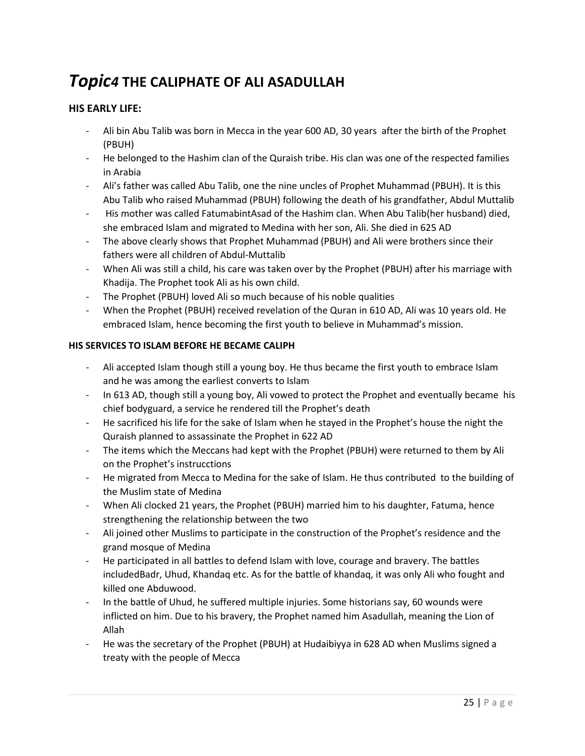# *Topic4* THE CALIPHATE OF ALI ASADULLAH

### HIS EARLY LIFE:

- Ali bin Abu Talib was born in Mecca in the year 600 AD, 30 years after the birth of the Prophet (PBUH)
- He belonged to the Hashim clan of the Quraish tribe. His clan was one of the respected families in Arabia
- Ali's father was called Abu Talib, one the nine uncles of Prophet Muhammad (PBUH). It is this Abu Talib who raised Muhammad (PBUH) following the death of his grandfather, Abdul Muttalib
- His mother was called FatumabintAsad of the Hashim clan. When Abu Talib(her husband) died, she embraced Islam and migrated to Medina with her son, Ali. She died in 625 AD
- The above clearly shows that Prophet Muhammad (PBUH) and Ali were brothers since their fathers were all children of Abdul-Muttalib
- When Ali was still a child, his care was taken over by the Prophet (PBUH) after his marriage with Khadija. The Prophet took Ali as his own child.
- The Prophet (PBUH) loved Ali so much because of his noble qualities
- When the Prophet (PBUH) received revelation of the Quran in 610 AD, Ali was 10 years old. He embraced Islam, hence becoming the first youth to believe in Muhammad's mission.

### HIS SERVICES TO ISLAM BEFORE HE BECAME CALIPH

- Ali accepted Islam though still a young boy. He thus became the first youth to embrace Islam and he was among the earliest converts to Islam
- In 613 AD, though still a young boy, Ali vowed to protect the Prophet and eventually became his chief bodyguard, a service he rendered till the Prophet's death
- He sacrificed his life for the sake of Islam when he stayed in the Prophet's house the night the Quraish planned to assassinate the Prophet in 622 AD
- The items which the Meccans had kept with the Prophet (PBUH) were returned to them by Ali on the Prophet's instrucctions
- He migrated from Mecca to Medina for the sake of Islam. He thus contributed to the building of the Muslim state of Medina
- When Ali clocked 21 years, the Prophet (PBUH) married him to his daughter, Fatuma, hence strengthening the relationship between the two
- Ali joined other Muslims to participate in the construction of the Prophet's residence and the grand mosque of Medina
- He participated in all battles to defend Islam with love, courage and bravery. The battles includedBadr, Uhud, Khandaq etc. As for the battle of khandaq, it was only Ali who fought and killed one Abduwood.
- In the battle of Uhud, he suffered multiple injuries. Some historians say, 60 wounds were inflicted on him. Due to his bravery, the Prophet named him Asadullah, meaning the Lion of Allah
- He was the secretary of the Prophet (PBUH) at Hudaibiyya in 628 AD when Muslims signed a treaty with the people of Mecca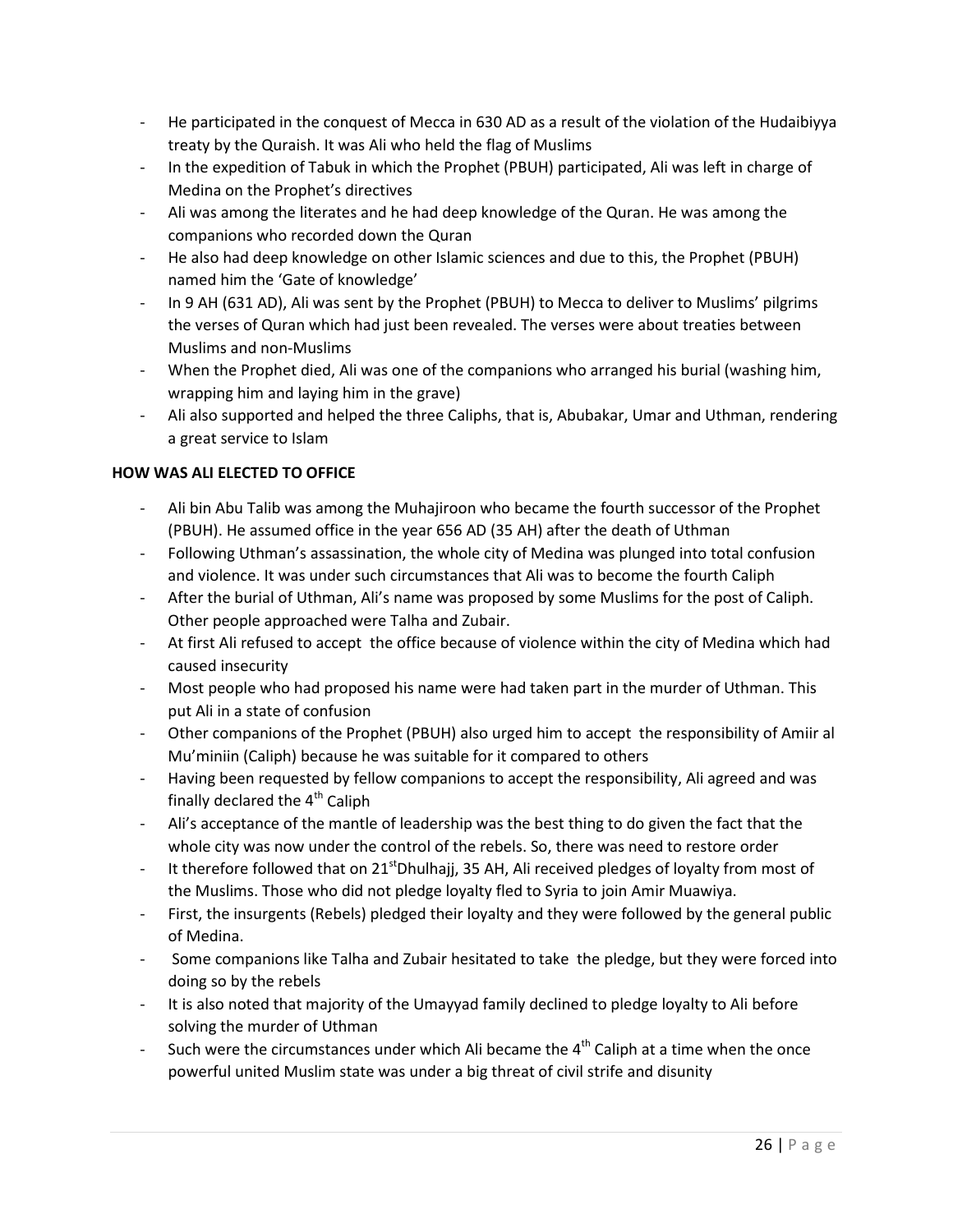- He participated in the conquest of Mecca in 630 AD as a result of the violation of the Hudaibiyya treaty by the Quraish. It was Ali who held the flag of Muslims
- In the expedition of Tabuk in which the Prophet (PBUH) participated, Ali was left in charge of Medina on the Prophet's directives
- Ali was among the literates and he had deep knowledge of the Quran. He was among the companions who recorded down the Quran
- He also had deep knowledge on other Islamic sciences and due to this, the Prophet (PBUH) named him the 'Gate of knowledge'
- In 9 AH (631 AD), Ali was sent by the Prophet (PBUH) to Mecca to deliver to Muslims' pilgrims the verses of Quran which had just been revealed. The verses were about treaties between Muslims and non-Muslims
- When the Prophet died, Ali was one of the companions who arranged his burial (washing him, wrapping him and laying him in the grave)
- Ali also supported and helped the three Caliphs, that is, Abubakar, Umar and Uthman, rendering a great service to Islam

**HOW WAS ALI ELECTED TO OFFICE**

- Ali bin Abu Talib was among the Muhajiroon who became the fourth successor of the Prophet (PBUH). He assumed office in the year 656 AD (35 AH) after the death of Uthman
- Following Uthman's assassination, the whole city of Medina was plunged into total confusion and violence. It was under such circumstances that Ali was to become the fourth Caliph
- After the burial of Uthman, Ali's name was proposed by some Muslims for the post of Caliph. Other people approached were Talha and Zubair.
- At first Ali refused to accept the office because of violence within the city of Medina which had caused insecurity
- Most people who had proposed his name were had taken part in the murder of Uthman. This put Ali in a state of confusion
- Other companions of the Prophet (PBUH) also urged him to accept the responsibility of Amiir al Mu'miniin (Caliph) because he was suitable for it compared to others
- Having been requested by fellow companions to accept the responsibility, Ali agreed and was finally declared the 4th Caliph
- Ali's acceptance of the mantle of leadership was the best thing to do given the fact that the whole city was now under the control of the rebels. So, there was need to restore order
- It therefore followed that on 21st Dhulhajj, 35 AH, Ali received pledges of loyalty from most of the Muslims. Those who did not pledge loyalty fled to Syria to join Amir Muawiya.
- First, the insurgents (Rebels) pledged their loyalty and they were followed by the general public of Medina.
- Some companions like Talha and Zubair hesitated to take the pledge, but they were forced into doing so by the rebels
- It is also noted that majority of the Umayyad family declined to pledge loyalty to Ali before solving the murder of Uthman
- Such were the circumstances under which Ali became the 4th Caliph at a time when the once powerful united Muslim state was under a big threat of civil strife and disunity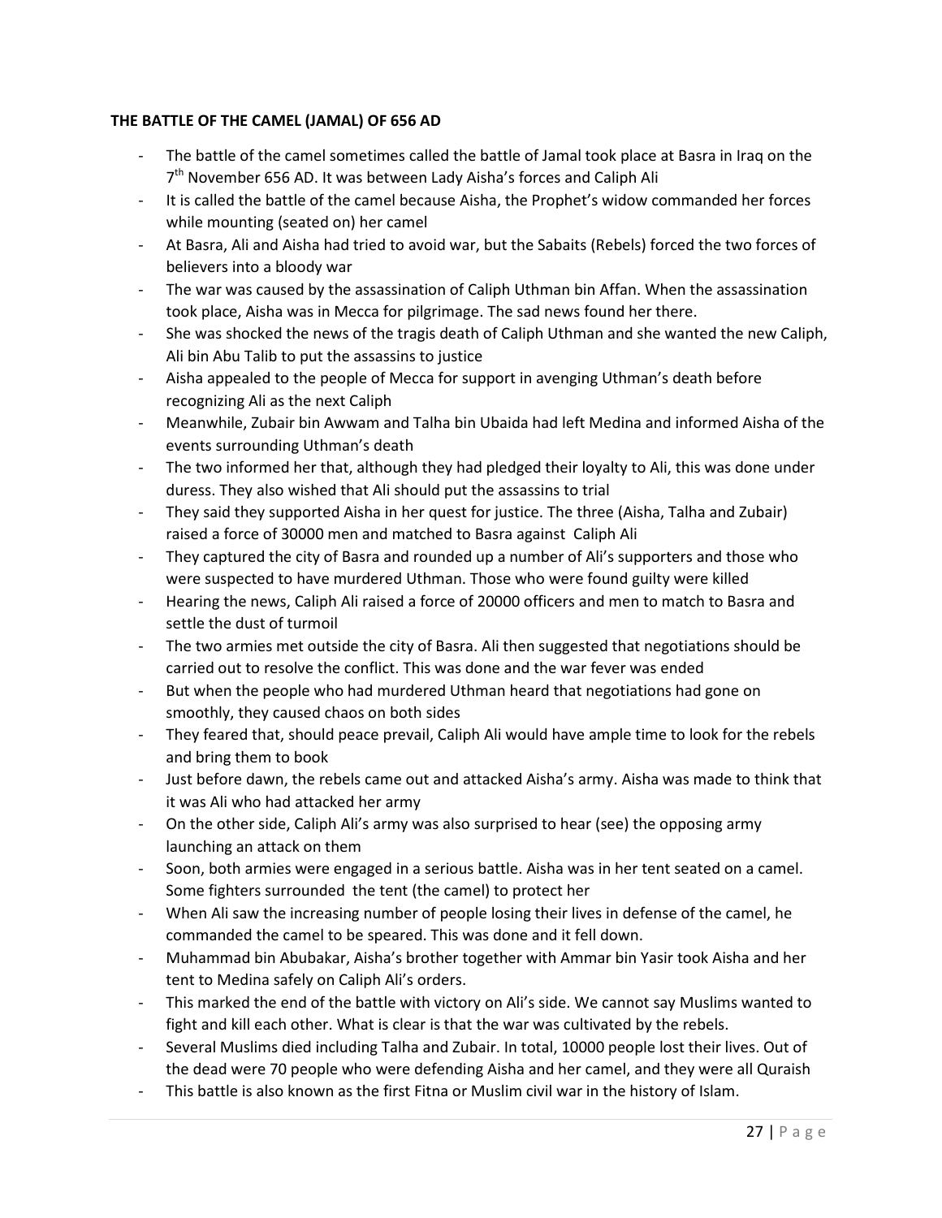**THE BATTLE OF THE CAMEL (JAMAL) OF 656 AD**

- The battle of the camel sometimes called the battle of Jamal took place at Basra in Iraq on the 7th November 656 AD. It was between Lady Aisha's forces and Caliph Ali
- It is called the battle of the camel because Aisha, the Prophet's widow commanded her forces while mounting (seated on) her camel
- At Basra, Ali and Aisha had tried to avoid war, but the Sabaits (Rebels) forced the two forces of believers into a bloody war
- The war was caused by the assassination of Caliph Uthman bin Affan. When the assassination took place, Aisha was in Mecca for pilgrimage. The sad news found her there.
- She was shocked the news of the tragis death of Caliph Uthman and she wanted the new Caliph, Ali bin Abu Talib to put the assassins to justice
- Aisha appealed to the people of Mecca for support in avenging Uthman's death before recognizing Ali as the next Caliph
- Meanwhile, Zubair bin Awwam and Talha bin Ubaida had left Medina and informed Aisha of the events surrounding Uthman's death
- The two informed her that, although they had pledged their loyalty to Ali, this was done under duress. They also wished that Ali should put the assassins to trial
- They said they supported Aisha in her quest for justice. The three (Aisha, Talha and Zubair) raised a force of 30000 men and matched to Basra against Caliph Ali
- They captured the city of Basra and rounded up a number of Ali's supporters and those who were suspected to have murdered Uthman. Those who were found guilty were killed
- Hearing the news, Caliph Ali raised a force of 20000 officers and men to match to Basra and settle the dust of turmoil
- The two armies met outside the city of Basra. Ali then suggested that negotiations should be carried out to resolve the conflict. This was done and the war fever was ended
- But when the people who had murdered Uthman heard that negotiations had gone on smoothly, they caused chaos on both sides
- They feared that, should peace prevail, Caliph Ali would have ample time to look for the rebels and bring them to book
- Just before dawn, the rebels came out and attacked Aisha's army. Aisha was made to think that it was Ali who had attacked her army
- On the other side, Caliph Ali's army was also surprised to hear (see) the opposing army launching an attack on them
- Soon, both armies were engaged in a serious battle. Aisha was in her tent seated on a camel. Some fighters surrounded the tent (the camel) to protect her
- When Ali saw the increasing number of people losing their lives in defense of the camel, he commanded the camel to be speared. This was done and it fell down.
- Muhammad bin Abubakar, Aisha's brother together with Ammar bin Yasir took Aisha and her tent to Medina safely on Caliph Ali's orders.
- This marked the end of the battle with victory on Ali's side. We cannot say Muslims wanted to fight and kill each other. What is clear is that the war was cultivated by the rebels.
- Several Muslims died including Talha and Zubair. In total, 10000 people lost their lives. Out of the dead were 70 people who were defending Aisha and her camel, and they were all Quraish
- This battle is also known as the first Fitna or Muslim civil war in the history of Islam.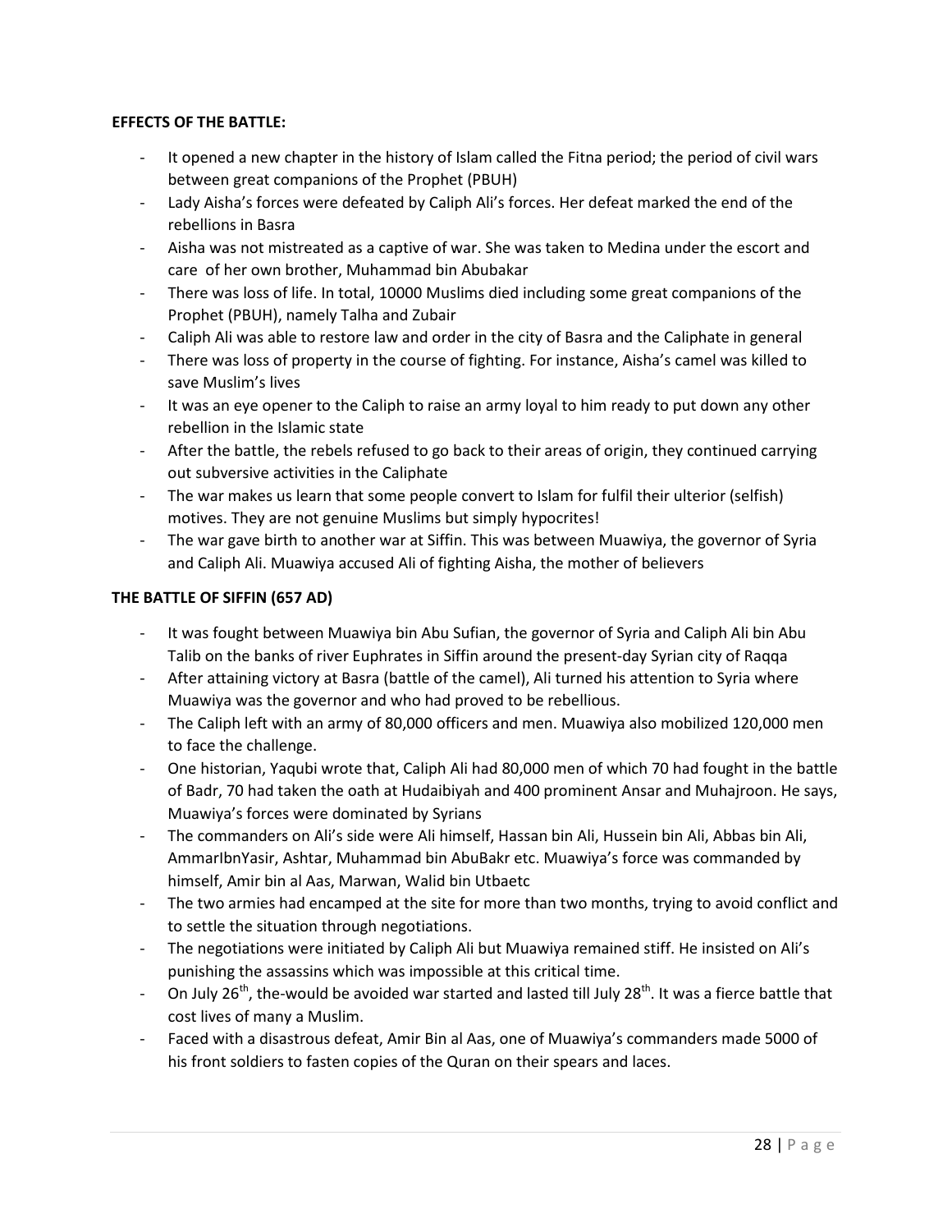**EFFECTS OF THE BATTLE:**

- It opened a new chapter in the history of Islam called the Fitna period; the period of civil wars between great companions of the Prophet (PBUH)
- Lady Aisha's forces were defeated by Caliph Ali's forces. Her defeat marked the end of the rebellions in Basra
- Aisha was not mistreated as a captive of war. She was taken to Medina under the escort and care of her own brother, Muhammad bin Abubakar
- There was loss of life. In total, 10000 Muslims died including some great companions of the Prophet (PBUH), namely Talha and Zubair
- Caliph Ali was able to restore law and order in the city of Basra and the Caliphate in general
- There was loss of property in the course of fighting. For instance, Aisha's camel was killed to save Muslim's lives
- It was an eye opener to the Caliph to raise an army loyal to him ready to put down any other rebellion in the Islamic state
- After the battle, the rebels refused to go back to their areas of origin, they continued carrying out subversive activities in the Caliphate
- The war makes us learn that some people convert to Islam for fulfil their ulterior (selfish) motives. They are not genuine Muslims but simply hypocrites!
- The war gave birth to another war at Siffin. This was between Muawiya, the governor of Syria and Caliph Ali. Muawiya accused Ali of fighting Aisha, the mother of believers

**THE BATTLE OF SIFFIN (657 AD)**

- It was fought between Muawiya bin Abu Sufian, the governor of Syria and Caliph Ali bin Abu Talib on the banks of river Euphrates in Siffin around the present-day Syrian city of Raqqa
- After attaining victory at Basra (battle of the camel), Ali turned his attention to Syria where Muawiya was the governor and who had proved to be rebellious.
- The Caliph left with an army of 80,000 officers and men. Muawiya also mobilized 120,000 men to face the challenge.
- One historian, Yaqubi wrote that, Caliph Ali had 80,000 men of which 70 had fought in the battle of Badr, 70 had taken the oath at Hudaibiyah and 400 prominent Ansar and Muhajroon. He says, Muawiya's forces were dominated by Syrians
- The commanders on Ali's side were Ali himself, Hassan bin Ali, Hussein bin Ali, Abbas bin Ali, AmmarIbnYasir, Ashtar, Muhammad bin AbuBakr etc. Muawiya's force was commanded by himself, Amir bin al Aas, Marwan, Walid bin Utbaetc
- The two armies had encamped at the site for more than two months, trying to avoid conflict and to settle the situation through negotiations.
- The negotiations were initiated by Caliph Ali but Muawiya remained stiff. He insisted on Ali's punishing the assassins which was impossible at this critical time.
- On July 26th, the-would be avoided war started and lasted till July 28th. It was a fierce battle that cost lives of many a Muslim.
- Faced with a disastrous defeat, Amir Bin al Aas, one of Muawiya's commanders made 5000 of his front soldiers to fasten copies of the Quran on their spears and laces.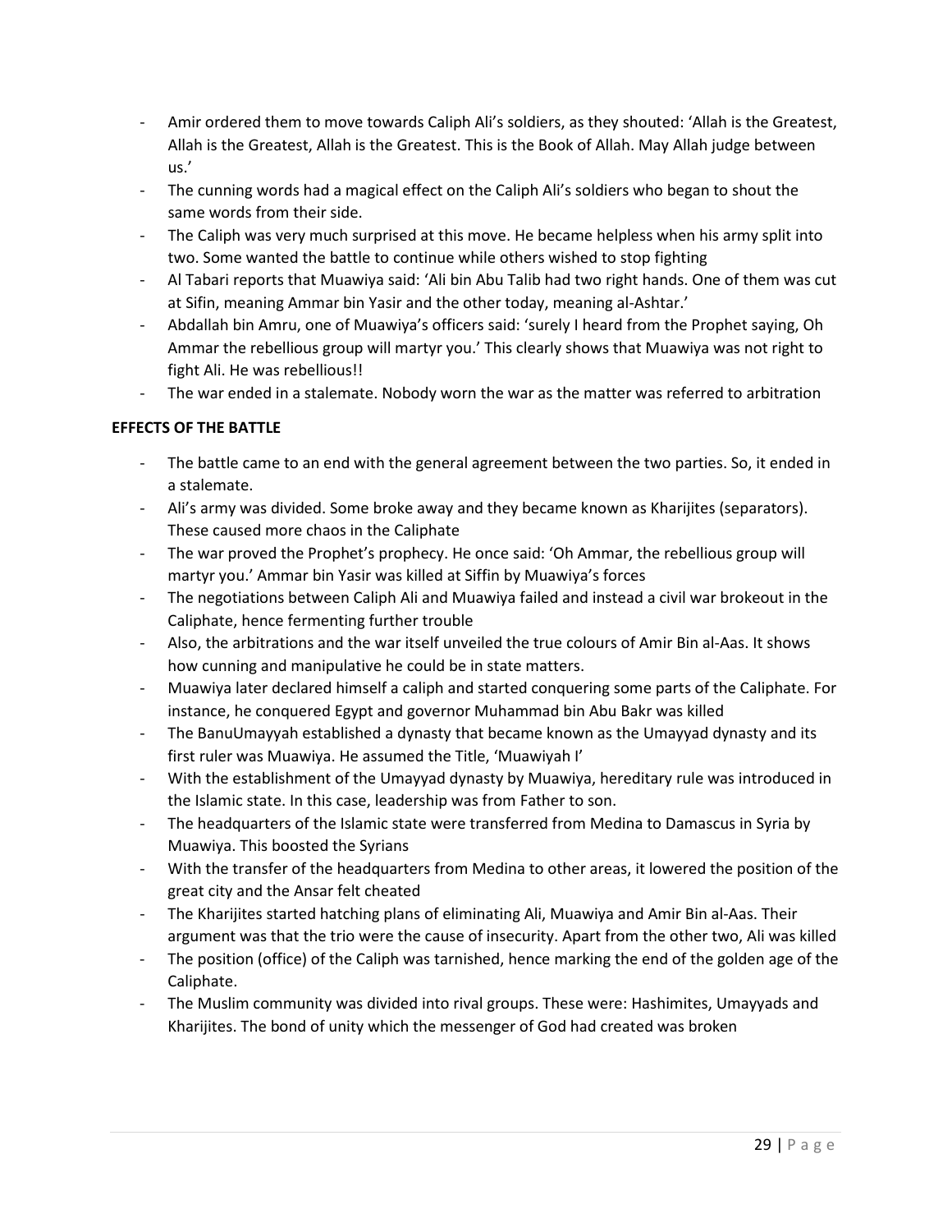- Amir ordered them to move towards Caliph Ali's soldiers, as they shouted: 'Allah is the Greatest, Allah is the Greatest, Allah is the Greatest. This is the Book of Allah. May Allah judge between us.'
- The cunning words had a magical effect on the Caliph Ali's soldiers who began to shout the same words from their side.
- The Caliph was very much surprised at this move. He became helpless when his army split into two. Some wanted the battle to continue while others wished to stop fighting
- Al Tabari reports that Muawiya said: 'Ali bin Abu Talib had two right hands. One of them was cut at Sifin, meaning Ammar bin Yasir and the other today, meaning al-Ashtar.'
- Abdallah bin Amru, one of Muawiya's officers said: 'surely I heard from the Prophet saying, Oh Ammar the rebellious group will martyr you.' This clearly shows that Muawiya was not right to fight Ali. He was rebellious!!
- The war ended in a stalemate. Nobody worn the war as the matter was referred to arbitration

**EFFECTS OF THE BATTLE**

- The battle came to an end with the general agreement between the two parties. So, it ended in a stalemate.
- Ali's army was divided. Some broke away and they became known as Kharijites (separators). These caused more chaos in the Caliphate
- The war proved the Prophet's prophecy. He once said: 'Oh Ammar, the rebellious group will martyr you.' Ammar bin Yasir was killed at Siffin by Muawiya's forces
- The negotiations between Caliph Ali and Muawiya failed and instead a civil war brokeout in the Caliphate, hence fermenting further trouble
- Also, the arbitrations and the war itself unveiled the true colours of Amir Bin al-Aas. It shows how cunning and manipulative he could be in state matters.
- Muawiya later declared himself a caliph and started conquering some parts of the Caliphate. For instance, he conquered Egypt and governor Muhammad bin Abu Bakr was killed
- The BanuUmayyah established a dynasty that became known as the Umayyad dynasty and its first ruler was Muawiya. He assumed the Title, 'Muawiyah I'
- With the establishment of the Umayyad dynasty by Muawiya, hereditary rule was introduced in the Islamic state. In this case, leadership was from Father to son.
- The headquarters of the Islamic state were transferred from Medina to Damascus in Syria by Muawiya. This boosted the Syrians
- With the transfer of the headquarters from Medina to other areas, it lowered the position of the great city and the Ansar felt cheated
- The Kharijites started hatching plans of eliminating Ali, Muawiya and Amir Bin al-Aas. Their argument was that the trio were the cause of insecurity. Apart from the other two, Ali was killed
- The position (office) of the Caliph was tarnished, hence marking the end of the golden age of the Caliphate.
- The Muslim community was divided into rival groups. These were: Hashimites, Umayyads and Kharijites. The bond of unity which the messenger of God had created was broken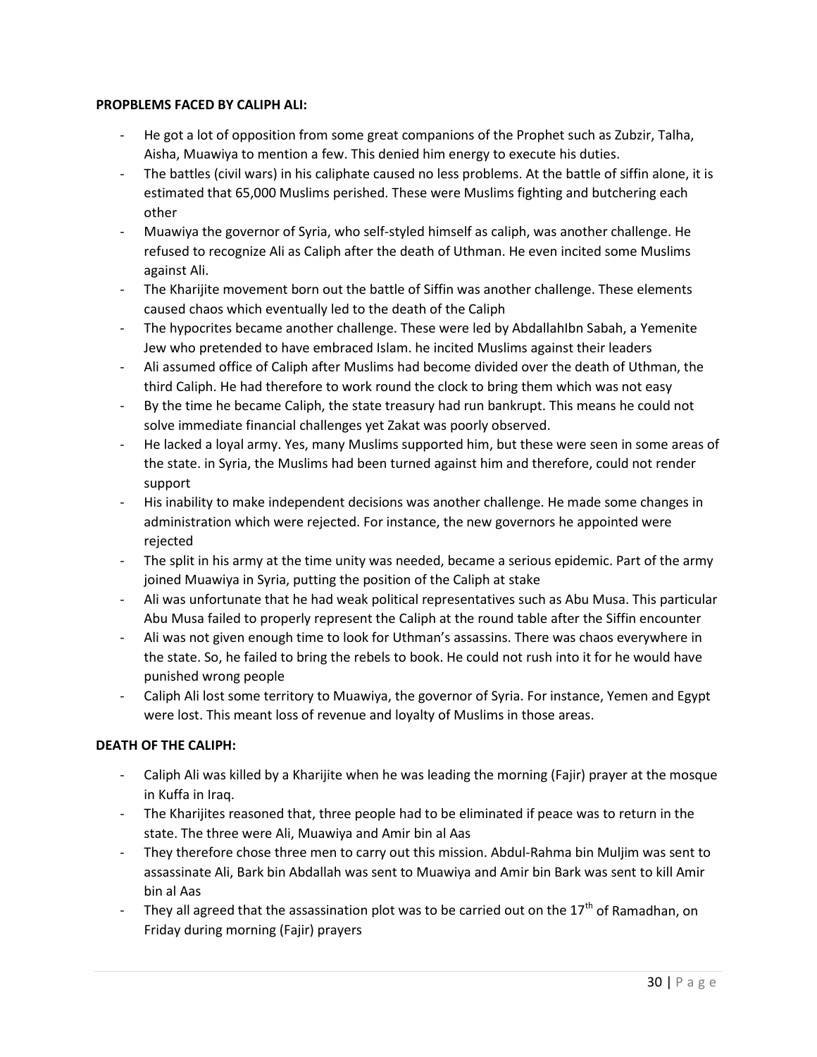**PROPBLEMS FACED BY CALIPH ALI:**

- He got a lot of opposition from some great companions of the Prophet such as Zubzir, Talha, Aisha, Muawiya to mention a few. This denied him energy to execute his duties.
- The battles (civil wars) in his caliphate caused no less problems. At the battle of siffin alone, it is estimated that 65,000 Muslims perished. These were Muslims fighting and butchering each other
- Muawiya the governor of Syria, who self-styled himself as caliph, was another challenge. He refused to recognize Ali as Caliph after the death of Uthman. He even incited some Muslims against Ali.
- The Kharijite movement born out the battle of Siffin was another challenge. These elements caused chaos which eventually led to the death of the Caliph
- The hypocrites became another challenge. These were led by AbdallahIbn Sabah, a Yemenite Jew who pretended to have embraced Islam. he incited Muslims against their leaders
- Ali assumed office of Caliph after Muslims had become divided over the death of Uthman, the third Caliph. He had therefore to work round the clock to bring them which was not easy
- By the time he became Caliph, the state treasury had run bankrupt. This means he could not solve immediate financial challenges yet Zakat was poorly observed.
- He lacked a loyal army. Yes, many Muslims supported him, but these were seen in some areas of the state. in Syria, the Muslims had been turned against him and therefore, could not render support
- His inability to make independent decisions was another challenge. He made some changes in administration which were rejected. For instance, the new governors he appointed were rejected
- The split in his army at the time unity was needed, became a serious epidemic. Part of the army joined Muawiya in Syria, putting the position of the Caliph at stake
- Ali was unfortunate that he had weak political representatives such as Abu Musa. This particular Abu Musa failed to properly represent the Caliph at the round table after the Siffin encounter
- Ali was not given enough time to look for Uthman's assassins. There was chaos everywhere in the state. So, he failed to bring the rebels to book. He could not rush into it for he would have punished wrong people
- Caliph Ali lost some territory to Muawiya, the governor of Syria. For instance, Yemen and Egypt were lost. This meant loss of revenue and loyalty of Muslims in those areas.

**DEATH OF THE CALIPH:**

- Caliph Ali was killed by a Kharijite when he was leading the morning (Fajir) prayer at the mosque in Kuffa in Iraq.
- The Kharijites reasoned that, three people had to be eliminated if peace was to return in the state. The three were Ali, Muawiya and Amir bin al Aas
- They therefore chose three men to carry out this mission. Abdul-Rahma bin Muljim was sent to assassinate Ali, Bark bin Abdallah was sent to Muawiya and Amir bin Bark was sent to kill Amir bin al Aas
- They all agreed that the assassination plot was to be carried out on the 17th of Ramadhan, on Friday during morning (Fajir) prayers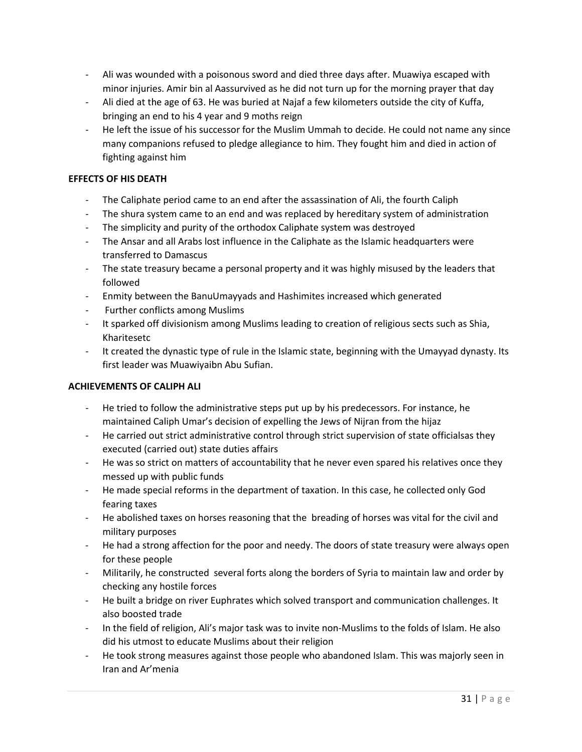- Ali was wounded with a poisonous sword and died three days after. Muawiya escaped with minor injuries. Amir bin al Aassurvived as he did not turn up for the morning prayer that day
- Ali died at the age of 63. He was buried at Najaf a few kilometers outside the city of Kuffa, bringing an end to his 4 year and 9 moths reign
- He left the issue of his successor for the Muslim Ummah to decide. He could not name any since many companions refused to pledge allegiance to him. They fought him and died in action of fighting against him

**EFFECTS OF HIS DEATH**

- The Caliphate period came to an end after the assassination of Ali, the fourth Caliph
- The shura system came to an end and was replaced by hereditary system of administration
- The simplicity and purity of the orthodox Caliphate system was destroyed
- The Ansar and all Arabs lost influence in the Caliphate as the Islamic headquarters were transferred to Damascus
- The state treasury became a personal property and it was highly misused by the leaders that followed
- Enmity between the BanuUmayyads and Hashimites increased which generated
- Further conflicts among Muslims
- It sparked off divisionism among Muslims leading to creation of religious sects such as Shia, Kharitesetc
- It created the dynastic type of rule in the Islamic state, beginning with the Umayyad dynasty. Its first leader was Muawiyaibn Abu Sufian.

**ACHIEVEMENTS OF CALIPH ALI**

- He tried to follow the administrative steps put up by his predecessors. For instance, he maintained Caliph Umar's decision of expelling the Jews of Nijran from the hijaz
- He carried out strict administrative control through strict supervision of state officialsas they executed (carried out) state duties affairs
- He was so strict on matters of accountability that he never even spared his relatives once they messed up with public funds
- He made special reforms in the department of taxation. In this case, he collected only God fearing taxes
- He abolished taxes on horses reasoning that the breading of horses was vital for the civil and military purposes
- He had a strong affection for the poor and needy. The doors of state treasury were always open for these people
- Militarily, he constructed several forts along the borders of Syria to maintain law and order by checking any hostile forces
- He built a bridge on river Euphrates which solved transport and communication challenges. It also boosted trade
- In the field of religion, Ali's major task was to invite non-Muslims to the folds of Islam. He also did his utmost to educate Muslims about their religion
- He took strong measures against those people who abandoned Islam. This was majorly seen in Iran and Ar'menia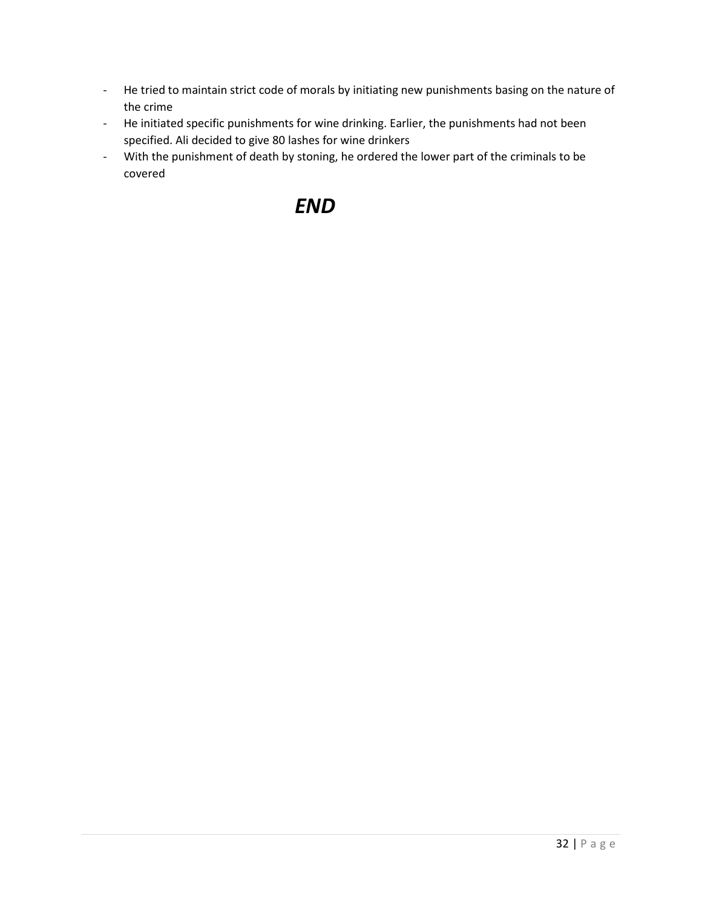- He tried to maintain strict code of morals by initiating new punishments basing on the nature of the crime
- He initiated specific punishments for wine drinking. Earlier, the punishments had not been specified. Ali decided to give 80 lashes for wine drinkers
- With the punishment of death by stoning, he ordered the lower part of the criminals to be covered

***END***